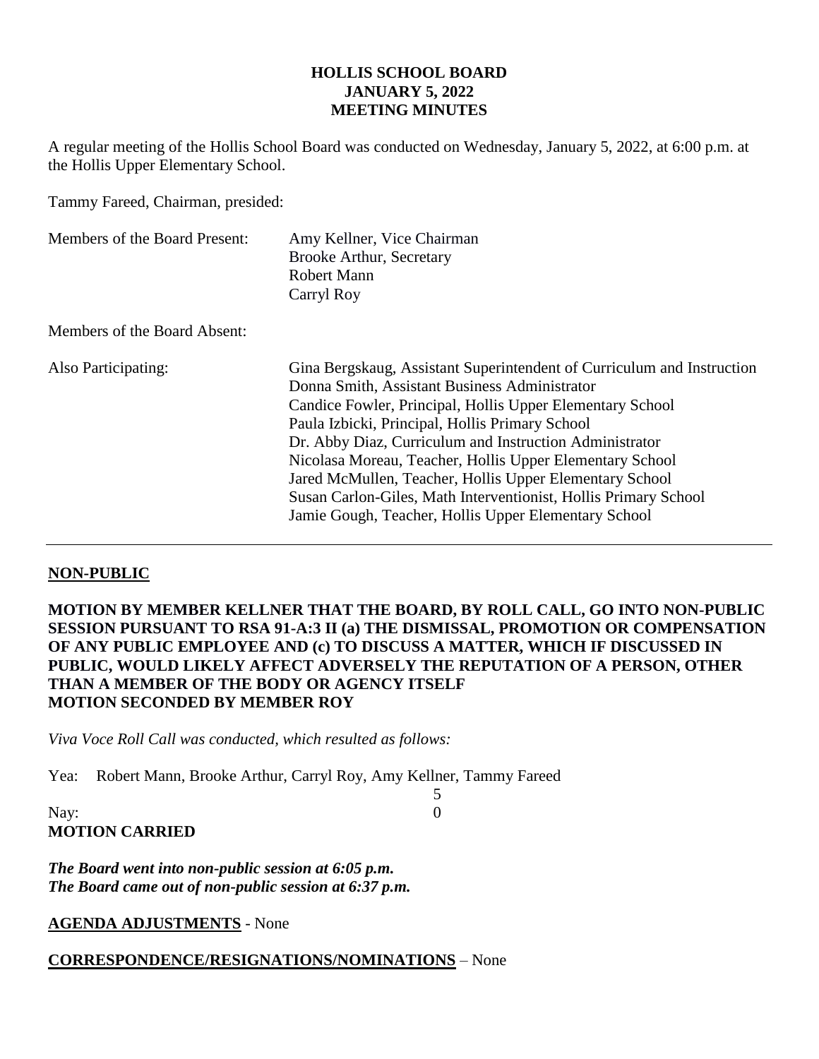# HOLLIS SCHOOL BOARD
## JANUARY 5, 2022
## MEETING MINUTES

A regular meeting of the Hollis School Board was conducted on Wednesday, January 5, 2022, at 6:00 p.m. at the Hollis Upper Elementary School.

Tammy Fareed, Chairman, presided:

| | |
|---|---|
| Members of the Board Present: | Amy Kellner, Vice Chairman<br>Brooke Arthur, Secretary<br>Robert Mann<br>Carryl Roy |
| Members of the Board Absent: | |
| Also Participating: | Gina Bergskaug, Assistant Superintendent of Curriculum and Instruction<br>Donna Smith, Assistant Business Administrator<br>Candice Fowler, Principal, Hollis Upper Elementary School<br>Paula Izbicki, Principal, Hollis Primary School<br>Dr. Abby Diaz, Curriculum and Instruction Administrator<br>Nicolasa Moreau, Teacher, Hollis Upper Elementary School<br>Jared McMullen, Teacher, Hollis Upper Elementary School<br>Susan Carlon-Giles, Math Interventionist, Hollis Primary School<br>Jamie Gough, Teacher, Hollis Upper Elementary School |

---

**NON-PUBLIC**

**MOTION BY MEMBER KELLNER THAT THE BOARD, BY ROLL CALL, GO INTO NON-PUBLIC SESSION PURSUANT TO RSA 91-A:3 II (a) THE DISMISSAL, PROMOTION OR COMPENSATION OF ANY PUBLIC EMPLOYEE AND (c) TO DISCUSS A MATTER, WHICH IF DISCUSSED IN PUBLIC, WOULD LIKELY AFFECT ADVERSELY THE REPUTATION OF A PERSON, OTHER THAN A MEMBER OF THE BODY OR AGENCY ITSELF**
**MOTION SECONDED BY MEMBER ROY**

*Viva Voce Roll Call was conducted, which resulted as follows:*

Yea: Robert Mann, Brooke Arthur, Carryl Roy, Amy Kellner, Tammy Fareed — 5
Nay: 0

**MOTION CARRIED**

***The Board went into non-public session at 6:05 p.m.***
***The Board came out of non-public session at 6:37 p.m.***

**AGENDA ADJUSTMENTS** - None

**CORRESPONDENCE/RESIGNATIONS/NOMINATIONS** – None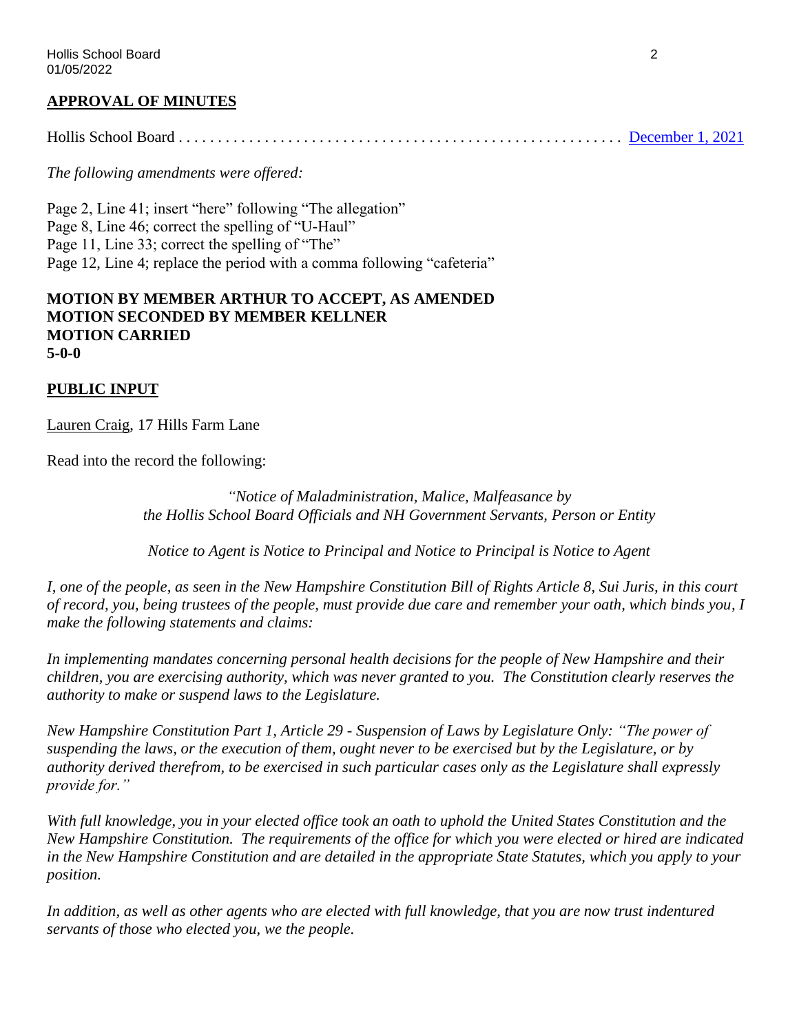## APPROVAL OF MINUTES

Hollis School Board . . . . . . . . . . . . . . . . . . . . . . . . . . . . . . . . . . . . . . . . . . . . . . . . . . . . . . December 1, 2021

*The following amendments were offered:*

Page 2, Line 41; insert "here" following "The allegation"
Page 8, Line 46; correct the spelling of "U-Haul"
Page 11, Line 33; correct the spelling of "The"
Page 12, Line 4; replace the period with a comma following "cafeteria"

**MOTION BY MEMBER ARTHUR TO ACCEPT, AS AMENDED**
**MOTION SECONDED BY MEMBER KELLNER**
**MOTION CARRIED**
**5-0-0**

## PUBLIC INPUT

Lauren Craig, 17 Hills Farm Lane

Read into the record the following:

*"Notice of Maladministration, Malice, Malfeasance by the Hollis School Board Officials and NH Government Servants, Person or Entity*

*Notice to Agent is Notice to Principal and Notice to Principal is Notice to Agent*

*I, one of the people, as seen in the New Hampshire Constitution Bill of Rights Article 8, Sui Juris, in this court of record, you, being trustees of the people, must provide due care and remember your oath, which binds you, I make the following statements and claims:*

*In implementing mandates concerning personal health decisions for the people of New Hampshire and their children, you are exercising authority, which was never granted to you. The Constitution clearly reserves the authority to make or suspend laws to the Legislature.*

*New Hampshire Constitution Part 1, Article 29 - Suspension of Laws by Legislature Only: "The power of suspending the laws, or the execution of them, ought never to be exercised but by the Legislature, or by authority derived therefrom, to be exercised in such particular cases only as the Legislature shall expressly provide for."*

*With full knowledge, you in your elected office took an oath to uphold the United States Constitution and the New Hampshire Constitution. The requirements of the office for which you were elected or hired are indicated in the New Hampshire Constitution and are detailed in the appropriate State Statutes, which you apply to your position.*

*In addition, as well as other agents who are elected with full knowledge, that you are now trust indentured servants of those who elected you, we the people.*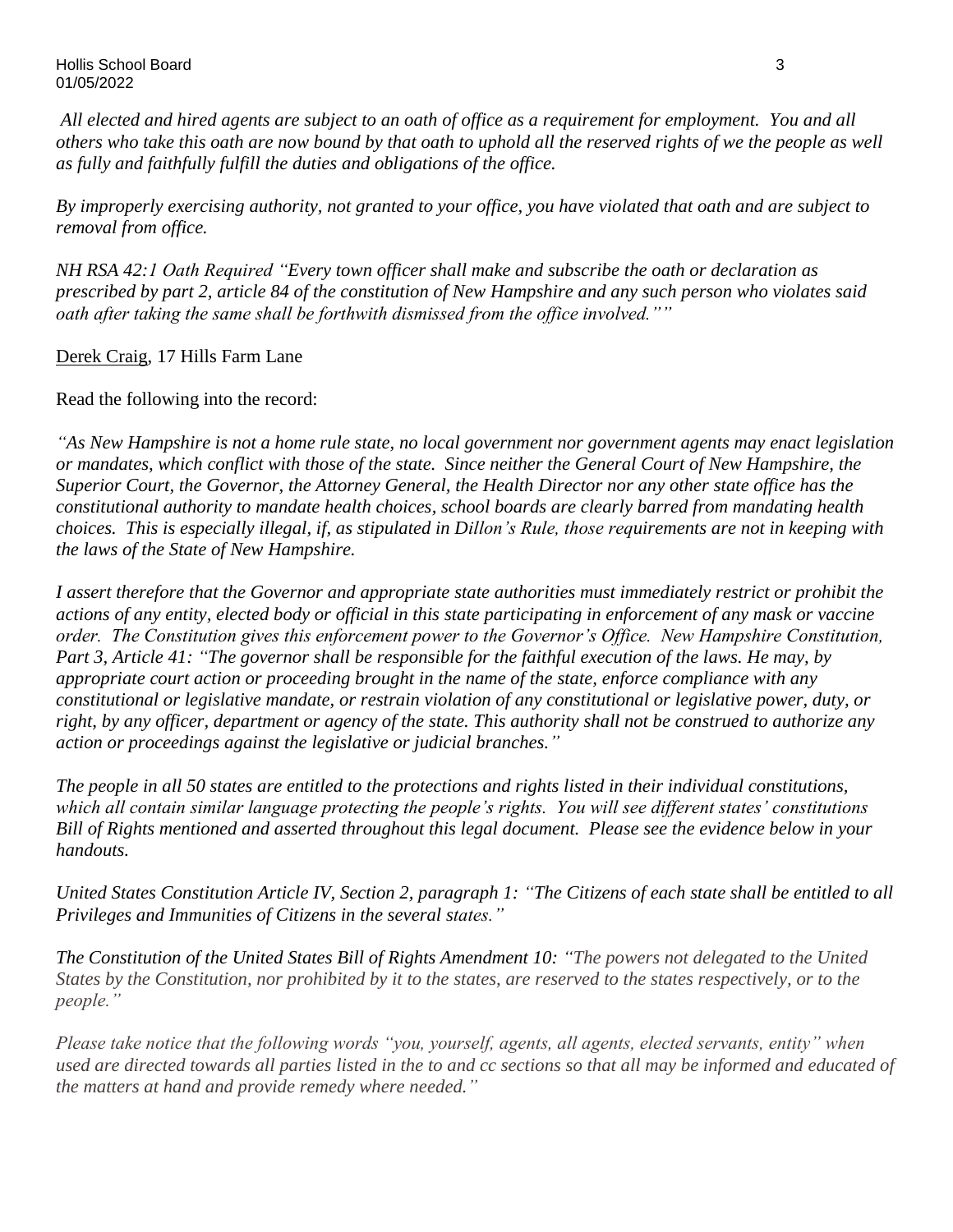*All elected and hired agents are subject to an oath of office as a requirement for employment. You and all others who take this oath are now bound by that oath to uphold all the reserved rights of we the people as well as fully and faithfully fulfill the duties and obligations of the office.*

*By improperly exercising authority, not granted to your office, you have violated that oath and are subject to removal from office.*

*NH RSA 42:1 Oath Required "Every town officer shall make and subscribe the oath or declaration as prescribed by part 2, article 84 of the constitution of New Hampshire and any such person who violates said oath after taking the same shall be forthwith dismissed from the office involved.""*

Derek Craig, 17 Hills Farm Lane

Read the following into the record:

*"As New Hampshire is not a home rule state, no local government nor government agents may enact legislation or mandates, which conflict with those of the state. Since neither the General Court of New Hampshire, the Superior Court, the Governor, the Attorney General, the Health Director nor any other state office has the constitutional authority to mandate health choices, school boards are clearly barred from mandating health choices. This is especially illegal, if, as stipulated in Dillon's Rule, those requirements are not in keeping with the laws of the State of New Hampshire.*

*I assert therefore that the Governor and appropriate state authorities must immediately restrict or prohibit the actions of any entity, elected body or official in this state participating in enforcement of any mask or vaccine order. The Constitution gives this enforcement power to the Governor's Office. New Hampshire Constitution, Part 3, Article 41: "The governor shall be responsible for the faithful execution of the laws. He may, by appropriate court action or proceeding brought in the name of the state, enforce compliance with any constitutional or legislative mandate, or restrain violation of any constitutional or legislative power, duty, or right, by any officer, department or agency of the state. This authority shall not be construed to authorize any action or proceedings against the legislative or judicial branches."*

*The people in all 50 states are entitled to the protections and rights listed in their individual constitutions, which all contain similar language protecting the people's rights. You will see different states' constitutions Bill of Rights mentioned and asserted throughout this legal document. Please see the evidence below in your handouts.*

*United States Constitution Article IV, Section 2, paragraph 1: "The Citizens of each state shall be entitled to all Privileges and Immunities of Citizens in the several states."*

***The Constitution of the United States Bill of Rights Amendment 10:** "The powers not delegated to the United States by the Constitution, nor prohibited by it to the states, are reserved to the states respectively, or to the people."*

*Please take notice that the following words "you, yourself, agents, all agents, elected servants, entity" when used are directed towards all parties listed in the to and cc sections so that all may be informed and educated of the matters at hand and provide remedy where needed."*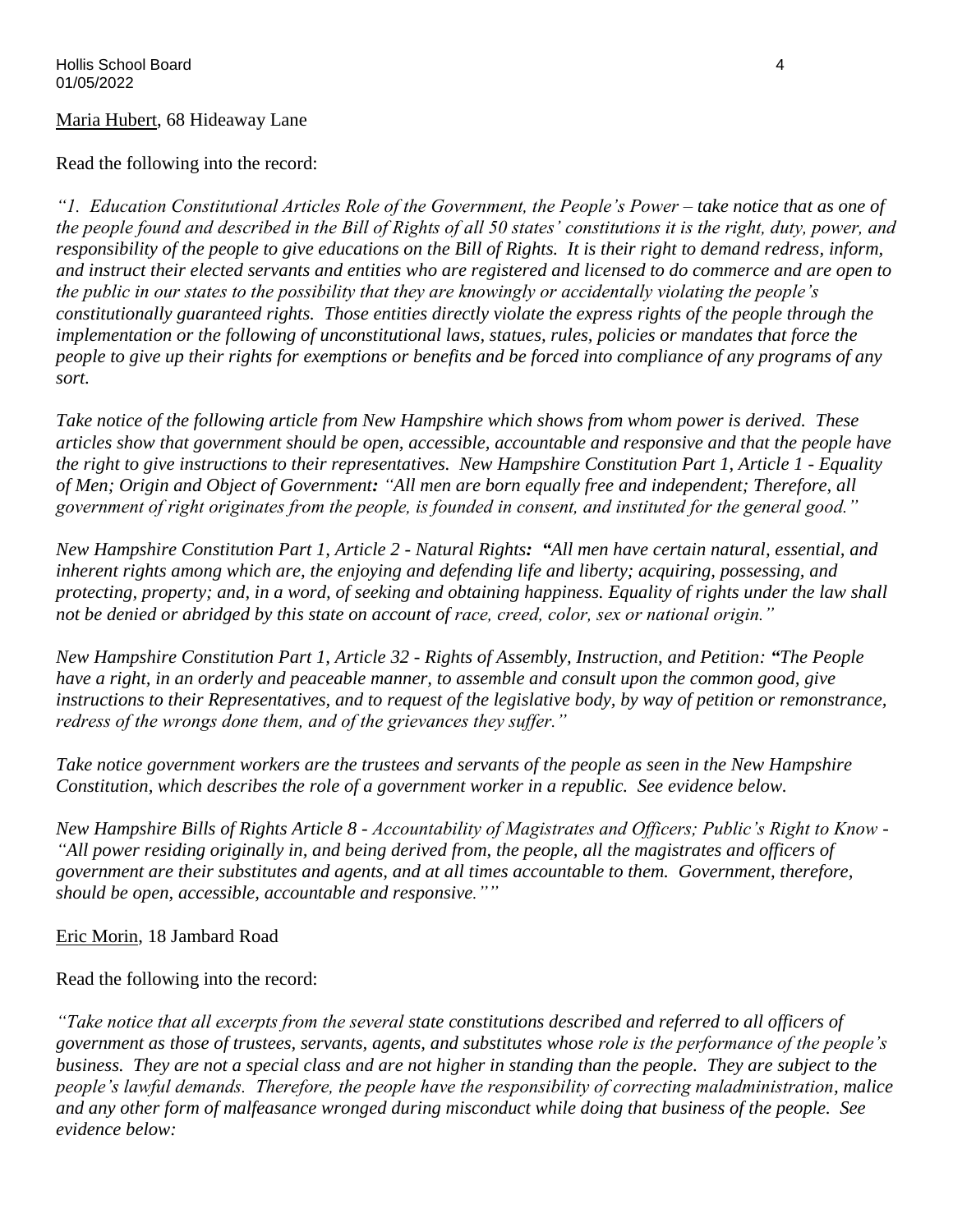<u>Maria Hubert</u>, 68 Hideaway Lane

Read the following into the record:

*"1. Education Constitutional Articles Role of the Government, the People's Power – take notice that as one of the people found and described in the Bill of Rights of all 50 states' constitutions it is the right, duty, power, and responsibility of the people to give educations on the Bill of Rights. It is their right to demand redress, inform, and instruct their elected servants and entities who are registered and licensed to do commerce and are open to the public in our states to the possibility that they are knowingly or accidentally violating the people's constitutionally guaranteed rights. Those entities directly violate the express rights of the people through the implementation or the following of unconstitutional laws, statues, rules, policies or mandates that force the people to give up their rights for exemptions or benefits and be forced into compliance of any programs of any sort.*

*Take notice of the following article from New Hampshire which shows from whom power is derived. These articles show that government should be open, accessible, accountable and responsive and that the people have the right to give instructions to their representatives. New Hampshire Constitution Part 1, Article 1 - Equality of Men; Origin and Object of Government**:** "All men are born equally free and independent; Therefore, all government of right originates from the people, is founded in consent, and instituted for the general good."*

*New Hampshire Constitution Part 1, Article 2 - Natural Rights**:** "All men have certain natural, essential, and inherent rights among which are, the enjoying and defending life and liberty; acquiring, possessing, and protecting, property; and, in a word, of seeking and obtaining happiness. Equality of rights under the law shall not be denied or abridged by this state on account of race, creed, color, sex or national origin."*

*New Hampshire Constitution Part 1, Article 32 - Rights of Assembly, Instruction, and Petition: "The People have a right, in an orderly and peaceable manner, to assemble and consult upon the common good, give instructions to their Representatives, and to request of the legislative body, by way of petition or remonstrance, redress of the wrongs done them, and of the grievances they suffer."*

*Take notice government workers are the trustees and servants of the people as seen in the New Hampshire Constitution, which describes the role of a government worker in a republic. See evidence below.*

*New Hampshire Bills of Rights Article 8 - Accountability of Magistrates and Officers; Public's Right to Know - "All power residing originally in, and being derived from, the people, all the magistrates and officers of government are their substitutes and agents, and at all times accountable to them. Government, therefore, should be open, accessible, accountable and responsive.""*

<u>Eric Morin</u>, 18 Jambard Road

Read the following into the record:

*"Take notice that all excerpts from the several state constitutions described and referred to all officers of government as those of trustees, servants, agents, and substitutes whose role is the performance of the people's business. They are not a special class and are not higher in standing than the people. They are subject to the people's lawful demands. Therefore, the people have the responsibility of correcting maladministration, malice and any other form of malfeasance wronged during misconduct while doing that business of the people. See evidence below:*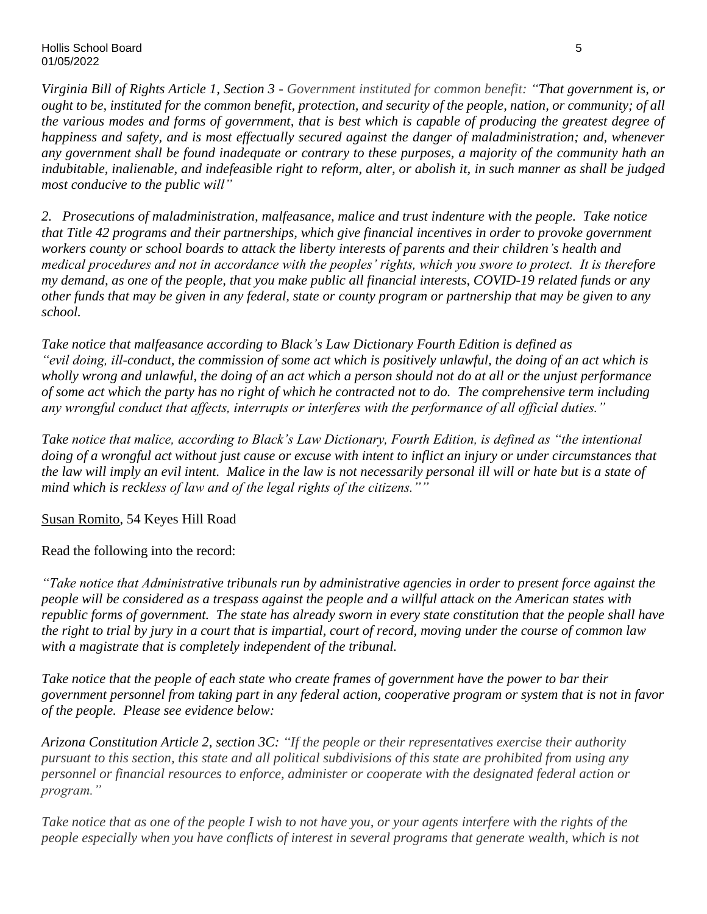*Virginia Bill of Rights Article 1, Section 3 - Government instituted for common benefit: "That government is, or ought to be, instituted for the common benefit, protection, and security of the people, nation, or community; of all the various modes and forms of government, that is best which is capable of producing the greatest degree of happiness and safety, and is most effectually secured against the danger of maladministration; and, whenever any government shall be found inadequate or contrary to these purposes, a majority of the community hath an indubitable, inalienable, and indefeasible right to reform, alter, or abolish it, in such manner as shall be judged most conducive to the public will"*

*2. Prosecutions of maladministration, malfeasance, malice and trust indenture with the people. Take notice that Title 42 programs and their partnerships, which give financial incentives in order to provoke government workers county or school boards to attack the liberty interests of parents and their children's health and medical procedures and not in accordance with the peoples' rights, which you swore to protect. It is therefore my demand, as one of the people, that you make public all financial interests, COVID-19 related funds or any other funds that may be given in any federal, state or county program or partnership that may be given to any school.*

*Take notice that malfeasance according to Black's Law Dictionary Fourth Edition is defined as "evil doing, ill-conduct, the commission of some act which is positively unlawful, the doing of an act which is wholly wrong and unlawful, the doing of an act which a person should not do at all or the unjust performance of some act which the party has no right of which he contracted not to do. The comprehensive term including any wrongful conduct that affects, interrupts or interferes with the performance of all official duties."*

*Take notice that malice, according to Black's Law Dictionary, Fourth Edition, is defined as "the intentional doing of a wrongful act without just cause or excuse with intent to inflict an injury or under circumstances that the law will imply an evil intent. Malice in the law is not necessarily personal ill will or hate but is a state of mind which is reckless of law and of the legal rights of the citizens.""*

Susan Romito, 54 Keyes Hill Road

Read the following into the record:

*"Take notice that Administrative tribunals run by administrative agencies in order to present force against the people will be considered as a trespass against the people and a willful attack on the American states with republic forms of government. The state has already sworn in every state constitution that the people shall have the right to trial by jury in a court that is impartial, court of record, moving under the course of common law with a magistrate that is completely independent of the tribunal.*

*Take notice that the people of each state who create frames of government have the power to bar their government personnel from taking part in any federal action, cooperative program or system that is not in favor of the people. Please see evidence below:*

*Arizona Constitution Article 2, section 3C: "If the people or their representatives exercise their authority pursuant to this section, this state and all political subdivisions of this state are prohibited from using any personnel or financial resources to enforce, administer or cooperate with the designated federal action or program."*

*Take notice that as one of the people I wish to not have you, or your agents interfere with the rights of the people especially when you have conflicts of interest in several programs that generate wealth, which is not*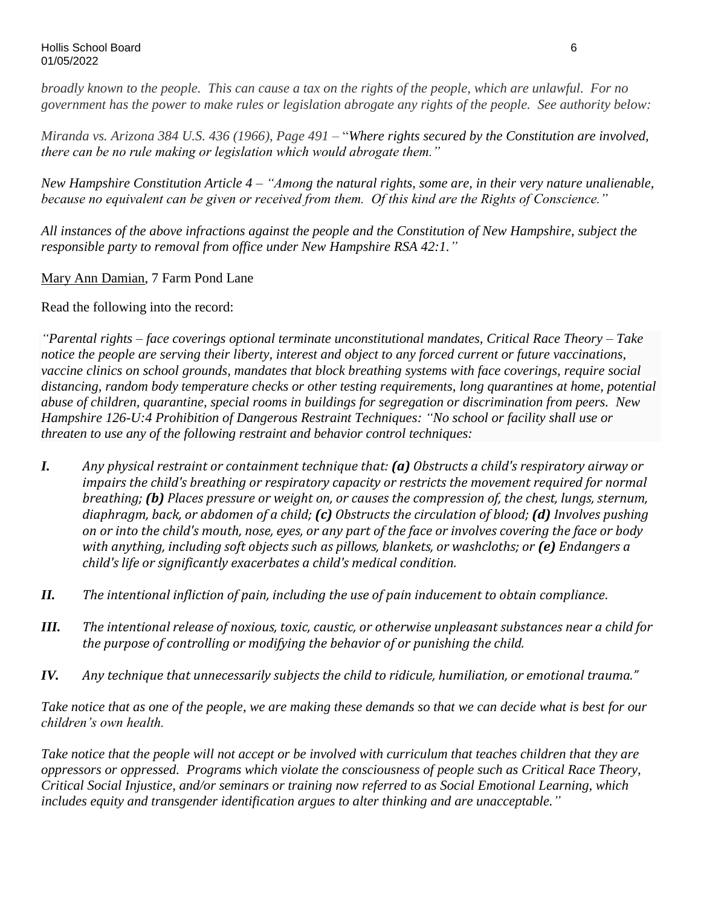*broadly known to the people. This can cause a tax on the rights of the people, which are unlawful. For no government has the power to make rules or legislation abrogate any rights of the people. See authority below:*

*Miranda vs. Arizona 384 U.S. 436 (1966), Page 491 – "Where rights secured by the Constitution are involved, there can be no rule making or legislation which would abrogate them."*

*New Hampshire Constitution Article 4 – "Among the natural rights, some are, in their very nature unalienable, because no equivalent can be given or received from them. Of this kind are the Rights of Conscience."*

*All instances of the above infractions against the people and the Constitution of New Hampshire, subject the responsible party to removal from office under New Hampshire RSA 42:1."*

<u>Mary Ann Damian</u>, 7 Farm Pond Lane

Read the following into the record:

*"Parental rights – face coverings optional terminate unconstitutional mandates, Critical Race Theory – Take notice the people are serving their liberty, interest and object to any forced current or future vaccinations, vaccine clinics on school grounds, mandates that block breathing systems with face coverings, require social distancing, random body temperature checks or other testing requirements, long quarantines at home, potential abuse of children, quarantine, special rooms in buildings for segregation or discrimination from peers. New Hampshire 126-U:4 Prohibition of Dangerous Restraint Techniques: "No school or facility shall use or threaten to use any of the following restraint and behavior control techniques:*

***I.*** *Any physical restraint or containment technique that: **(a)** Obstructs a child's respiratory airway or impairs the child's breathing or respiratory capacity or restricts the movement required for normal breathing; **(b)** Places pressure or weight on, or causes the compression of, the chest, lungs, sternum, diaphragm, back, or abdomen of a child; **(c)** Obstructs the circulation of blood; **(d)** Involves pushing on or into the child's mouth, nose, eyes, or any part of the face or involves covering the face or body with anything, including soft objects such as pillows, blankets, or washcloths; or **(e)** Endangers a child's life or significantly exacerbates a child's medical condition.*

***II.*** *The intentional infliction of pain, including the use of pain inducement to obtain compliance.*

***III.*** *The intentional release of noxious, toxic, caustic, or otherwise unpleasant substances near a child for the purpose of controlling or modifying the behavior of or punishing the child.*

***IV.*** *Any technique that unnecessarily subjects the child to ridicule, humiliation, or emotional trauma."*

*Take notice that as one of the people, we are making these demands so that we can decide what is best for our children's own health.*

*Take notice that the people will not accept or be involved with curriculum that teaches children that they are oppressors or oppressed. Programs which violate the consciousness of people such as Critical Race Theory, Critical Social Injustice, and/or seminars or training now referred to as Social Emotional Learning, which includes equity and transgender identification argues to alter thinking and are unacceptable."*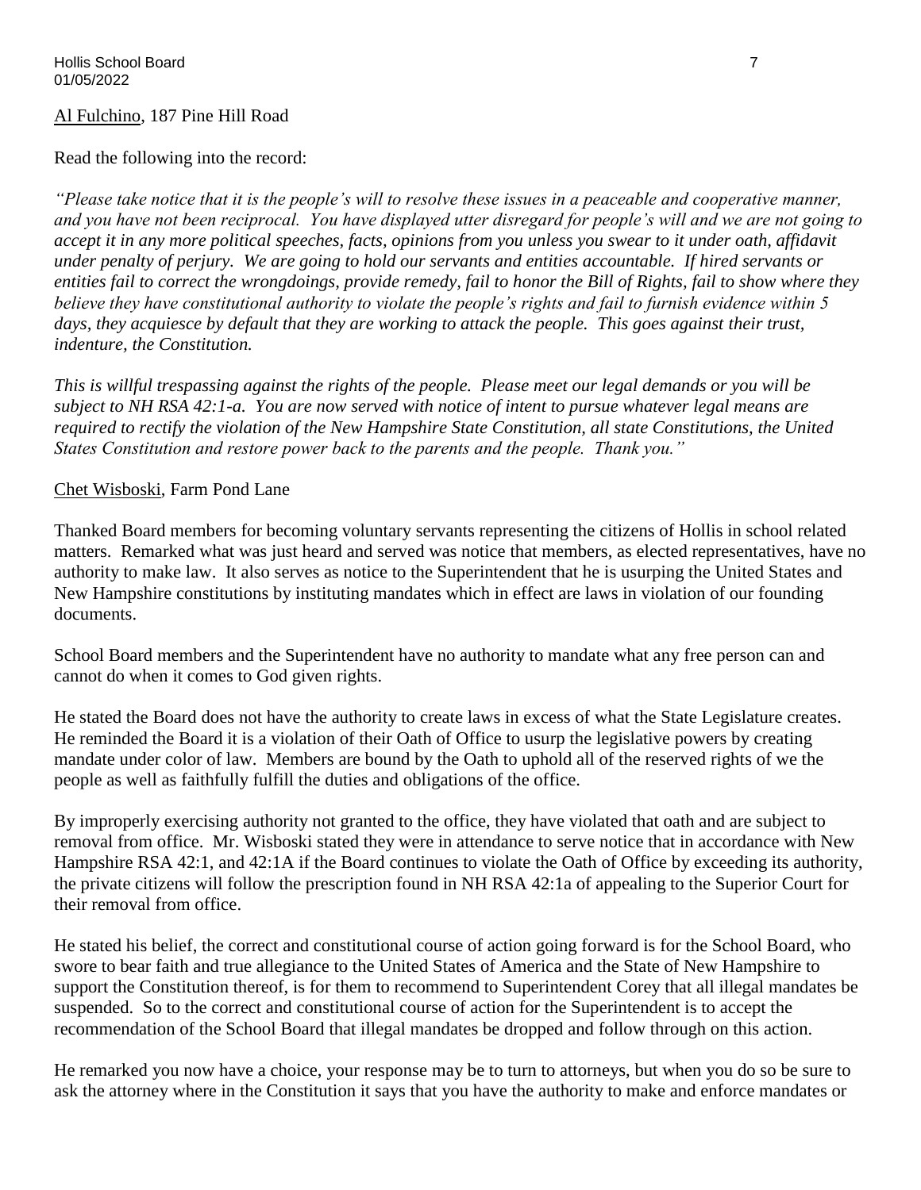Al Fulchino, 187 Pine Hill Road

Read the following into the record:

*"Please take notice that it is the people's will to resolve these issues in a peaceable and cooperative manner, and you have not been reciprocal. You have displayed utter disregard for people's will and we are not going to accept it in any more political speeches, facts, opinions from you unless you swear to it under oath, affidavit under penalty of perjury. We are going to hold our servants and entities accountable. If hired servants or entities fail to correct the wrongdoings, provide remedy, fail to honor the Bill of Rights, fail to show where they believe they have constitutional authority to violate the people's rights and fail to furnish evidence within 5 days, they acquiesce by default that they are working to attack the people. This goes against their trust, indenture, the Constitution.*

*This is willful trespassing against the rights of the people. Please meet our legal demands or you will be subject to NH RSA 42:1-a. You are now served with notice of intent to pursue whatever legal means are required to rectify the violation of the New Hampshire State Constitution, all state Constitutions, the United States Constitution and restore power back to the parents and the people. Thank you."*

Chet Wisboski, Farm Pond Lane

Thanked Board members for becoming voluntary servants representing the citizens of Hollis in school related matters. Remarked what was just heard and served was notice that members, as elected representatives, have no authority to make law. It also serves as notice to the Superintendent that he is usurping the United States and New Hampshire constitutions by instituting mandates which in effect are laws in violation of our founding documents.

School Board members and the Superintendent have no authority to mandate what any free person can and cannot do when it comes to God given rights.

He stated the Board does not have the authority to create laws in excess of what the State Legislature creates. He reminded the Board it is a violation of their Oath of Office to usurp the legislative powers by creating mandate under color of law. Members are bound by the Oath to uphold all of the reserved rights of we the people as well as faithfully fulfill the duties and obligations of the office.

By improperly exercising authority not granted to the office, they have violated that oath and are subject to removal from office. Mr. Wisboski stated they were in attendance to serve notice that in accordance with New Hampshire RSA 42:1, and 42:1A if the Board continues to violate the Oath of Office by exceeding its authority, the private citizens will follow the prescription found in NH RSA 42:1a of appealing to the Superior Court for their removal from office.

He stated his belief, the correct and constitutional course of action going forward is for the School Board, who swore to bear faith and true allegiance to the United States of America and the State of New Hampshire to support the Constitution thereof, is for them to recommend to Superintendent Corey that all illegal mandates be suspended. So to the correct and constitutional course of action for the Superintendent is to accept the recommendation of the School Board that illegal mandates be dropped and follow through on this action.

He remarked you now have a choice, your response may be to turn to attorneys, but when you do so be sure to ask the attorney where in the Constitution it says that you have the authority to make and enforce mandates or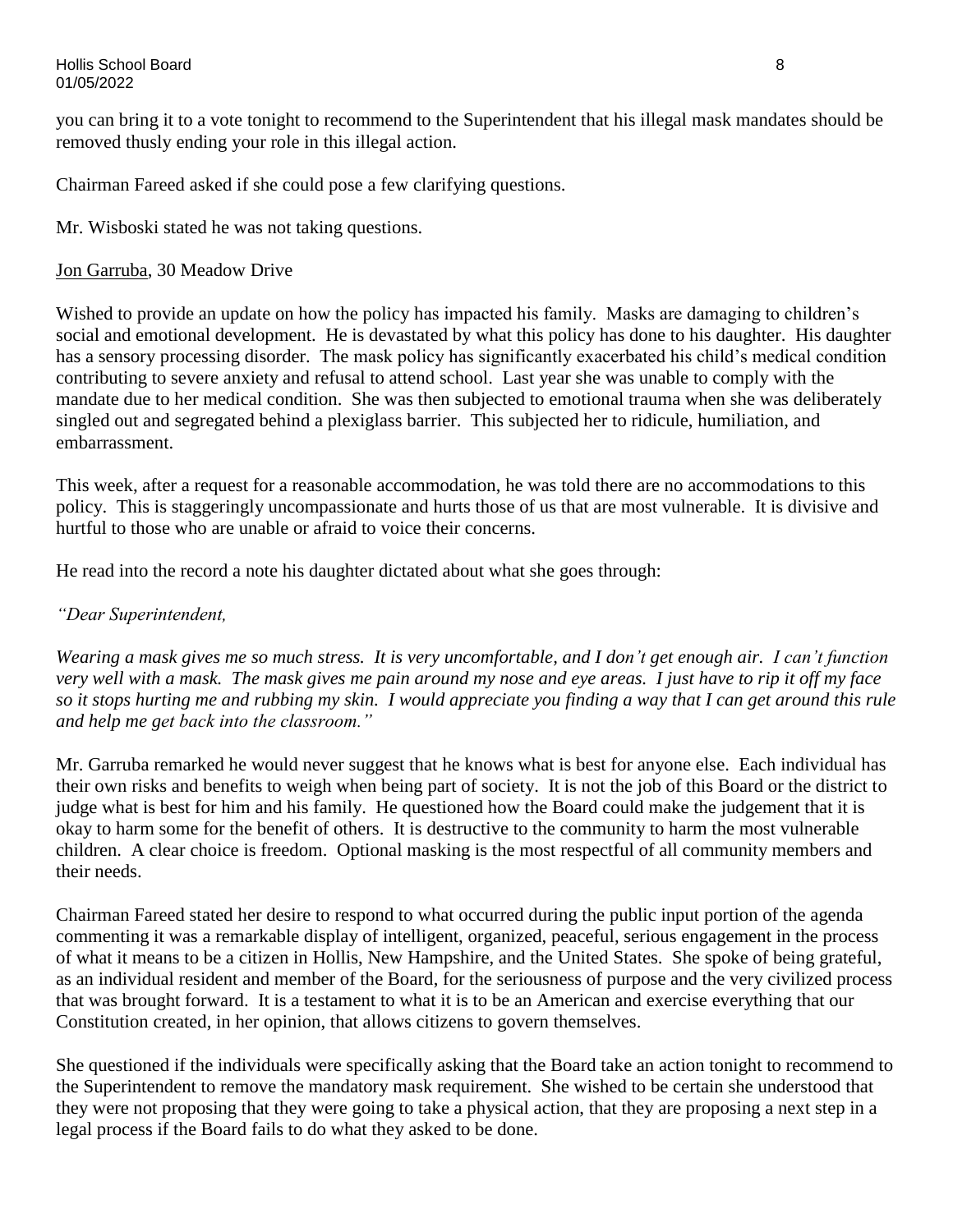you can bring it to a vote tonight to recommend to the Superintendent that his illegal mask mandates should be removed thusly ending your role in this illegal action.

Chairman Fareed asked if she could pose a few clarifying questions.

Mr. Wisboski stated he was not taking questions.

Jon Garruba, 30 Meadow Drive

Wished to provide an update on how the policy has impacted his family. Masks are damaging to children's social and emotional development. He is devastated by what this policy has done to his daughter. His daughter has a sensory processing disorder. The mask policy has significantly exacerbated his child's medical condition contributing to severe anxiety and refusal to attend school. Last year she was unable to comply with the mandate due to her medical condition. She was then subjected to emotional trauma when she was deliberately singled out and segregated behind a plexiglass barrier. This subjected her to ridicule, humiliation, and embarrassment.

This week, after a request for a reasonable accommodation, he was told there are no accommodations to this policy. This is staggeringly uncompassionate and hurts those of us that are most vulnerable. It is divisive and hurtful to those who are unable or afraid to voice their concerns.

He read into the record a note his daughter dictated about what she goes through:

*"Dear Superintendent,*

*Wearing a mask gives me so much stress. It is very uncomfortable, and I don't get enough air. I can't function very well with a mask. The mask gives me pain around my nose and eye areas. I just have to rip it off my face so it stops hurting me and rubbing my skin. I would appreciate you finding a way that I can get around this rule and help me get back into the classroom."*

Mr. Garruba remarked he would never suggest that he knows what is best for anyone else. Each individual has their own risks and benefits to weigh when being part of society. It is not the job of this Board or the district to judge what is best for him and his family. He questioned how the Board could make the judgement that it is okay to harm some for the benefit of others. It is destructive to the community to harm the most vulnerable children. A clear choice is freedom. Optional masking is the most respectful of all community members and their needs.

Chairman Fareed stated her desire to respond to what occurred during the public input portion of the agenda commenting it was a remarkable display of intelligent, organized, peaceful, serious engagement in the process of what it means to be a citizen in Hollis, New Hampshire, and the United States. She spoke of being grateful, as an individual resident and member of the Board, for the seriousness of purpose and the very civilized process that was brought forward. It is a testament to what it is to be an American and exercise everything that our Constitution created, in her opinion, that allows citizens to govern themselves.

She questioned if the individuals were specifically asking that the Board take an action tonight to recommend to the Superintendent to remove the mandatory mask requirement. She wished to be certain she understood that they were not proposing that they were going to take a physical action, that they are proposing a next step in a legal process if the Board fails to do what they asked to be done.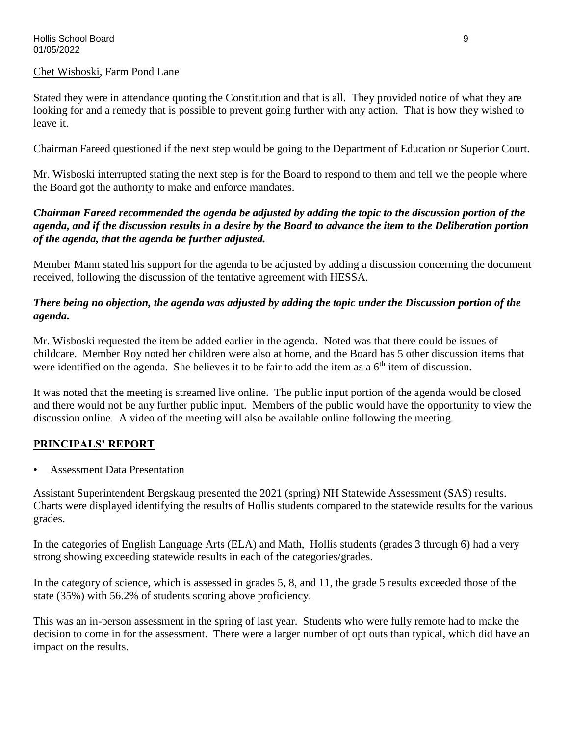Chet Wisboski, Farm Pond Lane

Stated they were in attendance quoting the Constitution and that is all. They provided notice of what they are looking for and a remedy that is possible to prevent going further with any action. That is how they wished to leave it.

Chairman Fareed questioned if the next step would be going to the Department of Education or Superior Court.

Mr. Wisboski interrupted stating the next step is for the Board to respond to them and tell we the people where the Board got the authority to make and enforce mandates.

***Chairman Fareed recommended the agenda be adjusted by adding the topic to the discussion portion of the agenda, and if the discussion results in a desire by the Board to advance the item to the Deliberation portion of the agenda, that the agenda be further adjusted.***

Member Mann stated his support for the agenda to be adjusted by adding a discussion concerning the document received, following the discussion of the tentative agreement with HESSA.

***There being no objection, the agenda was adjusted by adding the topic under the Discussion portion of the agenda.***

Mr. Wisboski requested the item be added earlier in the agenda. Noted was that there could be issues of childcare. Member Roy noted her children were also at home, and the Board has 5 other discussion items that were identified on the agenda. She believes it to be fair to add the item as a 6th item of discussion.

It was noted that the meeting is streamed live online. The public input portion of the agenda would be closed and there would not be any further public input. Members of the public would have the opportunity to view the discussion online. A video of the meeting will also be available online following the meeting.

## PRINCIPALS' REPORT

- Assessment Data Presentation

Assistant Superintendent Bergskaug presented the 2021 (spring) NH Statewide Assessment (SAS) results. Charts were displayed identifying the results of Hollis students compared to the statewide results for the various grades.

In the categories of English Language Arts (ELA) and Math, Hollis students (grades 3 through 6) had a very strong showing exceeding statewide results in each of the categories/grades.

In the category of science, which is assessed in grades 5, 8, and 11, the grade 5 results exceeded those of the state (35%) with 56.2% of students scoring above proficiency.

This was an in-person assessment in the spring of last year. Students who were fully remote had to make the decision to come in for the assessment. There were a larger number of opt outs than typical, which did have an impact on the results.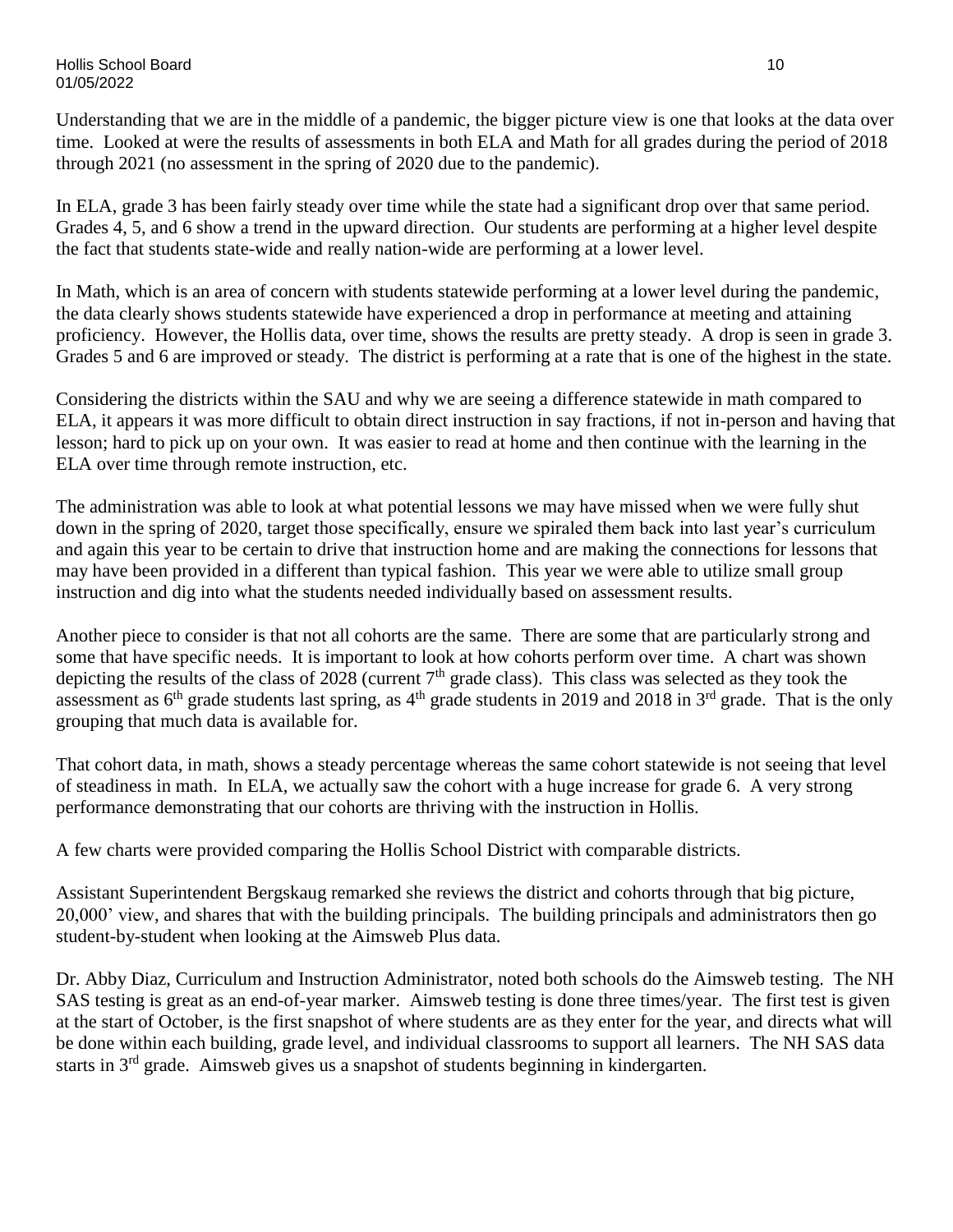Understanding that we are in the middle of a pandemic, the bigger picture view is one that looks at the data over time. Looked at were the results of assessments in both ELA and Math for all grades during the period of 2018 through 2021 (no assessment in the spring of 2020 due to the pandemic).

In ELA, grade 3 has been fairly steady over time while the state had a significant drop over that same period. Grades 4, 5, and 6 show a trend in the upward direction. Our students are performing at a higher level despite the fact that students state-wide and really nation-wide are performing at a lower level.

In Math, which is an area of concern with students statewide performing at a lower level during the pandemic, the data clearly shows students statewide have experienced a drop in performance at meeting and attaining proficiency. However, the Hollis data, over time, shows the results are pretty steady. A drop is seen in grade 3. Grades 5 and 6 are improved or steady. The district is performing at a rate that is one of the highest in the state.

Considering the districts within the SAU and why we are seeing a difference statewide in math compared to ELA, it appears it was more difficult to obtain direct instruction in say fractions, if not in-person and having that lesson; hard to pick up on your own. It was easier to read at home and then continue with the learning in the ELA over time through remote instruction, etc.

The administration was able to look at what potential lessons we may have missed when we were fully shut down in the spring of 2020, target those specifically, ensure we spiraled them back into last year's curriculum and again this year to be certain to drive that instruction home and are making the connections for lessons that may have been provided in a different than typical fashion. This year we were able to utilize small group instruction and dig into what the students needed individually based on assessment results.

Another piece to consider is that not all cohorts are the same. There are some that are particularly strong and some that have specific needs. It is important to look at how cohorts perform over time. A chart was shown depicting the results of the class of 2028 (current 7th grade class). This class was selected as they took the assessment as 6th grade students last spring, as 4th grade students in 2019 and 2018 in 3rd grade. That is the only grouping that much data is available for.

That cohort data, in math, shows a steady percentage whereas the same cohort statewide is not seeing that level of steadiness in math. In ELA, we actually saw the cohort with a huge increase for grade 6. A very strong performance demonstrating that our cohorts are thriving with the instruction in Hollis.

A few charts were provided comparing the Hollis School District with comparable districts.

Assistant Superintendent Bergskaug remarked she reviews the district and cohorts through that big picture, 20,000' view, and shares that with the building principals. The building principals and administrators then go student-by-student when looking at the Aimsweb Plus data.

Dr. Abby Diaz, Curriculum and Instruction Administrator, noted both schools do the Aimsweb testing. The NH SAS testing is great as an end-of-year marker. Aimsweb testing is done three times/year. The first test is given at the start of October, is the first snapshot of where students are as they enter for the year, and directs what will be done within each building, grade level, and individual classrooms to support all learners. The NH SAS data starts in 3rd grade. Aimsweb gives us a snapshot of students beginning in kindergarten.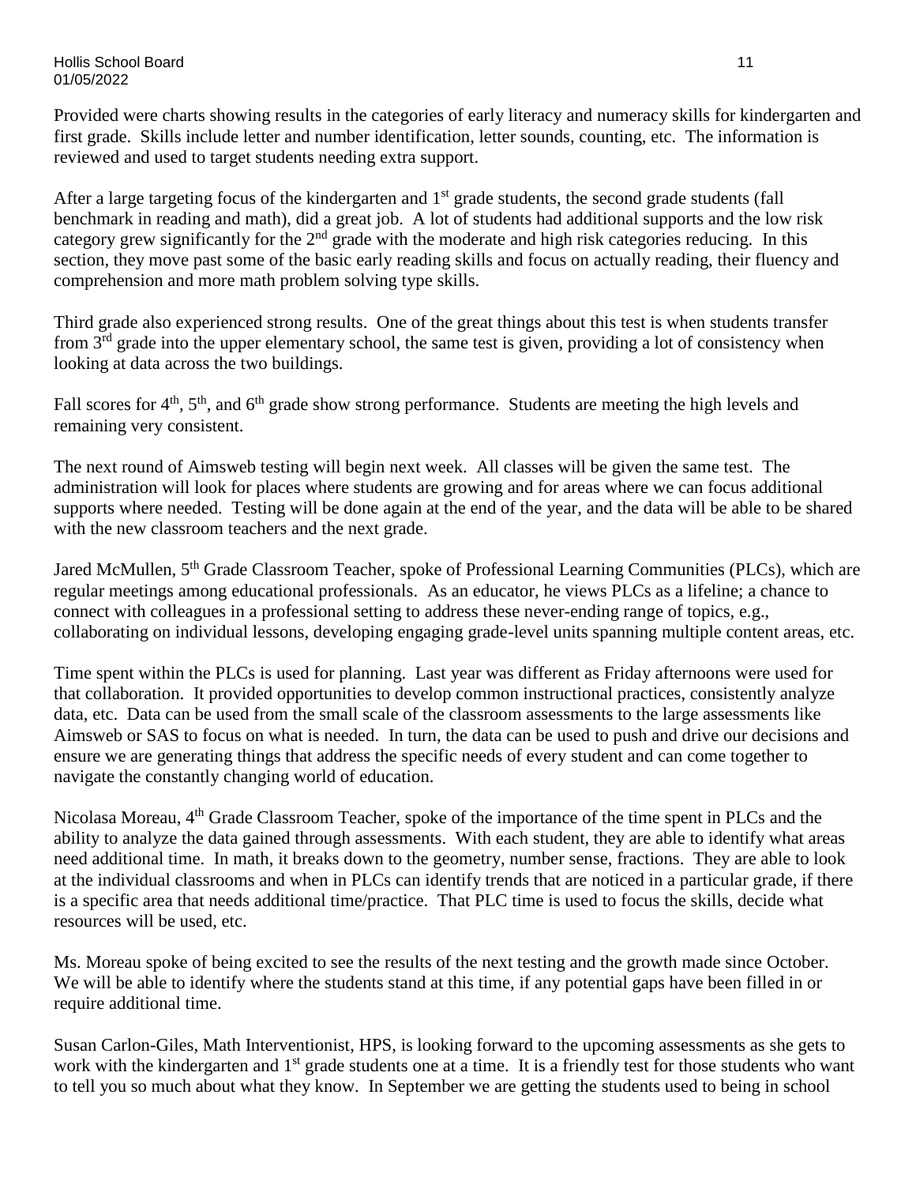Provided were charts showing results in the categories of early literacy and numeracy skills for kindergarten and first grade. Skills include letter and number identification, letter sounds, counting, etc. The information is reviewed and used to target students needing extra support.

After a large targeting focus of the kindergarten and 1st grade students, the second grade students (fall benchmark in reading and math), did a great job. A lot of students had additional supports and the low risk category grew significantly for the 2nd grade with the moderate and high risk categories reducing. In this section, they move past some of the basic early reading skills and focus on actually reading, their fluency and comprehension and more math problem solving type skills.

Third grade also experienced strong results. One of the great things about this test is when students transfer from 3rd grade into the upper elementary school, the same test is given, providing a lot of consistency when looking at data across the two buildings.

Fall scores for 4th, 5th, and 6th grade show strong performance. Students are meeting the high levels and remaining very consistent.

The next round of Aimsweb testing will begin next week. All classes will be given the same test. The administration will look for places where students are growing and for areas where we can focus additional supports where needed. Testing will be done again at the end of the year, and the data will be able to be shared with the new classroom teachers and the next grade.

Jared McMullen, 5th Grade Classroom Teacher, spoke of Professional Learning Communities (PLCs), which are regular meetings among educational professionals. As an educator, he views PLCs as a lifeline; a chance to connect with colleagues in a professional setting to address these never-ending range of topics, e.g., collaborating on individual lessons, developing engaging grade-level units spanning multiple content areas, etc.

Time spent within the PLCs is used for planning. Last year was different as Friday afternoons were used for that collaboration. It provided opportunities to develop common instructional practices, consistently analyze data, etc. Data can be used from the small scale of the classroom assessments to the large assessments like Aimsweb or SAS to focus on what is needed. In turn, the data can be used to push and drive our decisions and ensure we are generating things that address the specific needs of every student and can come together to navigate the constantly changing world of education.

Nicolasa Moreau, 4th Grade Classroom Teacher, spoke of the importance of the time spent in PLCs and the ability to analyze the data gained through assessments. With each student, they are able to identify what areas need additional time. In math, it breaks down to the geometry, number sense, fractions. They are able to look at the individual classrooms and when in PLCs can identify trends that are noticed in a particular grade, if there is a specific area that needs additional time/practice. That PLC time is used to focus the skills, decide what resources will be used, etc.

Ms. Moreau spoke of being excited to see the results of the next testing and the growth made since October. We will be able to identify where the students stand at this time, if any potential gaps have been filled in or require additional time.

Susan Carlon-Giles, Math Interventionist, HPS, is looking forward to the upcoming assessments as she gets to work with the kindergarten and 1st grade students one at a time. It is a friendly test for those students who want to tell you so much about what they know. In September we are getting the students used to being in school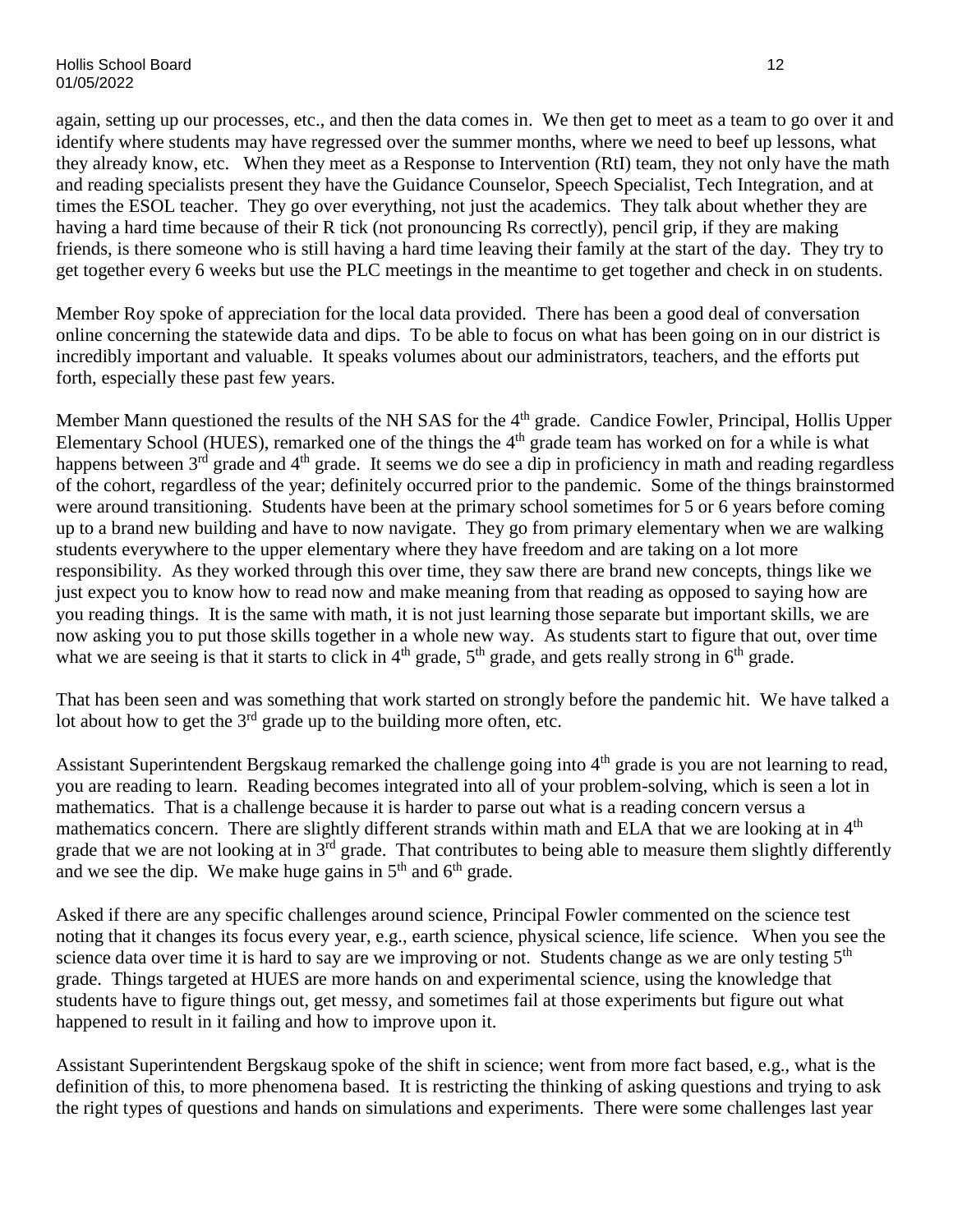again, setting up our processes, etc., and then the data comes in. We then get to meet as a team to go over it and identify where students may have regressed over the summer months, where we need to beef up lessons, what they already know, etc. When they meet as a Response to Intervention (RtI) team, they not only have the math and reading specialists present they have the Guidance Counselor, Speech Specialist, Tech Integration, and at times the ESOL teacher. They go over everything, not just the academics. They talk about whether they are having a hard time because of their R tick (not pronouncing Rs correctly), pencil grip, if they are making friends, is there someone who is still having a hard time leaving their family at the start of the day. They try to get together every 6 weeks but use the PLC meetings in the meantime to get together and check in on students.

Member Roy spoke of appreciation for the local data provided. There has been a good deal of conversation online concerning the statewide data and dips. To be able to focus on what has been going on in our district is incredibly important and valuable. It speaks volumes about our administrators, teachers, and the efforts put forth, especially these past few years.

Member Mann questioned the results of the NH SAS for the 4th grade. Candice Fowler, Principal, Hollis Upper Elementary School (HUES), remarked one of the things the 4th grade team has worked on for a while is what happens between 3rd grade and 4th grade. It seems we do see a dip in proficiency in math and reading regardless of the cohort, regardless of the year; definitely occurred prior to the pandemic. Some of the things brainstormed were around transitioning. Students have been at the primary school sometimes for 5 or 6 years before coming up to a brand new building and have to now navigate. They go from primary elementary when we are walking students everywhere to the upper elementary where they have freedom and are taking on a lot more responsibility. As they worked through this over time, they saw there are brand new concepts, things like we just expect you to know how to read now and make meaning from that reading as opposed to saying how are you reading things. It is the same with math, it is not just learning those separate but important skills, we are now asking you to put those skills together in a whole new way. As students start to figure that out, over time what we are seeing is that it starts to click in 4th grade, 5th grade, and gets really strong in 6th grade.

That has been seen and was something that work started on strongly before the pandemic hit. We have talked a lot about how to get the 3rd grade up to the building more often, etc.

Assistant Superintendent Bergskaug remarked the challenge going into 4th grade is you are not learning to read, you are reading to learn. Reading becomes integrated into all of your problem-solving, which is seen a lot in mathematics. That is a challenge because it is harder to parse out what is a reading concern versus a mathematics concern. There are slightly different strands within math and ELA that we are looking at in 4th grade that we are not looking at in 3rd grade. That contributes to being able to measure them slightly differently and we see the dip. We make huge gains in 5th and 6th grade.

Asked if there are any specific challenges around science, Principal Fowler commented on the science test noting that it changes its focus every year, e.g., earth science, physical science, life science. When you see the science data over time it is hard to say are we improving or not. Students change as we are only testing 5th grade. Things targeted at HUES are more hands on and experimental science, using the knowledge that students have to figure things out, get messy, and sometimes fail at those experiments but figure out what happened to result in it failing and how to improve upon it.

Assistant Superintendent Bergskaug spoke of the shift in science; went from more fact based, e.g., what is the definition of this, to more phenomena based. It is restricting the thinking of asking questions and trying to ask the right types of questions and hands on simulations and experiments. There were some challenges last year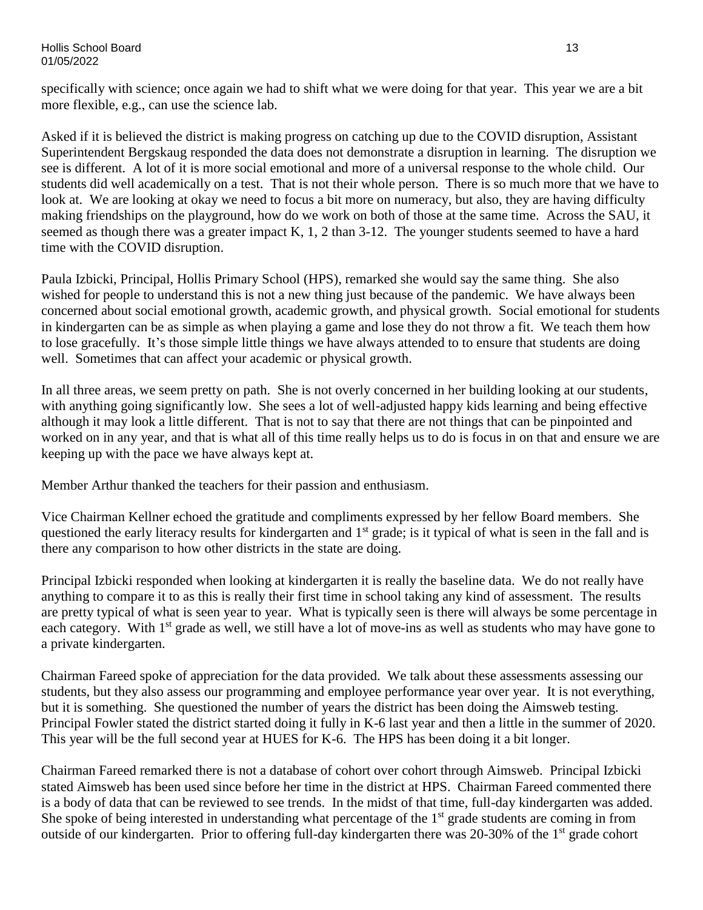specifically with science; once again we had to shift what we were doing for that year. This year we are a bit more flexible, e.g., can use the science lab.

Asked if it is believed the district is making progress on catching up due to the COVID disruption, Assistant Superintendent Bergskaug responded the data does not demonstrate a disruption in learning. The disruption we see is different. A lot of it is more social emotional and more of a universal response to the whole child. Our students did well academically on a test. That is not their whole person. There is so much more that we have to look at. We are looking at okay we need to focus a bit more on numeracy, but also, they are having difficulty making friendships on the playground, how do we work on both of those at the same time. Across the SAU, it seemed as though there was a greater impact K, 1, 2 than 3-12. The younger students seemed to have a hard time with the COVID disruption.

Paula Izbicki, Principal, Hollis Primary School (HPS), remarked she would say the same thing. She also wished for people to understand this is not a new thing just because of the pandemic. We have always been concerned about social emotional growth, academic growth, and physical growth. Social emotional for students in kindergarten can be as simple as when playing a game and lose they do not throw a fit. We teach them how to lose gracefully. It's those simple little things we have always attended to to ensure that students are doing well. Sometimes that can affect your academic or physical growth.

In all three areas, we seem pretty on path. She is not overly concerned in her building looking at our students, with anything going significantly low. She sees a lot of well-adjusted happy kids learning and being effective although it may look a little different. That is not to say that there are not things that can be pinpointed and worked on in any year, and that is what all of this time really helps us to do is focus in on that and ensure we are keeping up with the pace we have always kept at.

Member Arthur thanked the teachers for their passion and enthusiasm.

Vice Chairman Kellner echoed the gratitude and compliments expressed by her fellow Board members. She questioned the early literacy results for kindergarten and 1st grade; is it typical of what is seen in the fall and is there any comparison to how other districts in the state are doing.

Principal Izbicki responded when looking at kindergarten it is really the baseline data. We do not really have anything to compare it to as this is really their first time in school taking any kind of assessment. The results are pretty typical of what is seen year to year. What is typically seen is there will always be some percentage in each category. With 1st grade as well, we still have a lot of move-ins as well as students who may have gone to a private kindergarten.

Chairman Fareed spoke of appreciation for the data provided. We talk about these assessments assessing our students, but they also assess our programming and employee performance year over year. It is not everything, but it is something. She questioned the number of years the district has been doing the Aimsweb testing. Principal Fowler stated the district started doing it fully in K-6 last year and then a little in the summer of 2020. This year will be the full second year at HUES for K-6. The HPS has been doing it a bit longer.

Chairman Fareed remarked there is not a database of cohort over cohort through Aimsweb. Principal Izbicki stated Aimsweb has been used since before her time in the district at HPS. Chairman Fareed commented there is a body of data that can be reviewed to see trends. In the midst of that time, full-day kindergarten was added. She spoke of being interested in understanding what percentage of the 1st grade students are coming in from outside of our kindergarten. Prior to offering full-day kindergarten there was 20-30% of the 1st grade cohort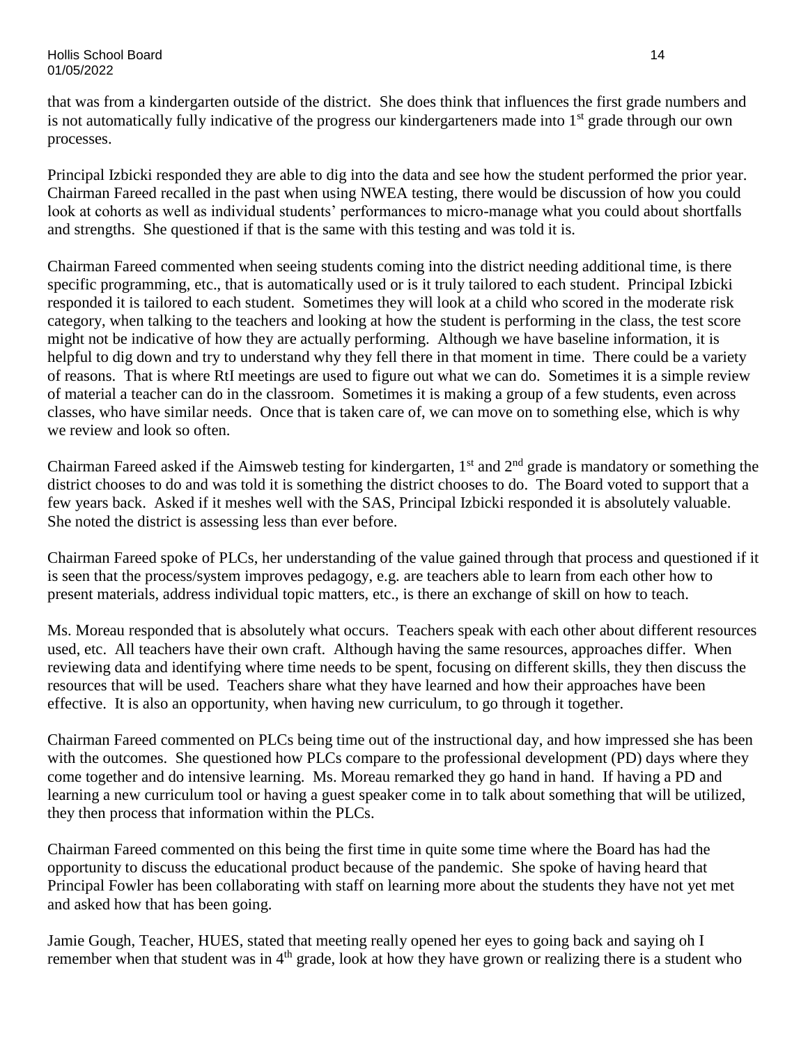that was from a kindergarten outside of the district. She does think that influences the first grade numbers and is not automatically fully indicative of the progress our kindergarteners made into 1st grade through our own processes.

Principal Izbicki responded they are able to dig into the data and see how the student performed the prior year. Chairman Fareed recalled in the past when using NWEA testing, there would be discussion of how you could look at cohorts as well as individual students' performances to micro-manage what you could about shortfalls and strengths. She questioned if that is the same with this testing and was told it is.

Chairman Fareed commented when seeing students coming into the district needing additional time, is there specific programming, etc., that is automatically used or is it truly tailored to each student. Principal Izbicki responded it is tailored to each student. Sometimes they will look at a child who scored in the moderate risk category, when talking to the teachers and looking at how the student is performing in the class, the test score might not be indicative of how they are actually performing. Although we have baseline information, it is helpful to dig down and try to understand why they fell there in that moment in time. There could be a variety of reasons. That is where RtI meetings are used to figure out what we can do. Sometimes it is a simple review of material a teacher can do in the classroom. Sometimes it is making a group of a few students, even across classes, who have similar needs. Once that is taken care of, we can move on to something else, which is why we review and look so often.

Chairman Fareed asked if the Aimsweb testing for kindergarten, 1st and 2nd grade is mandatory or something the district chooses to do and was told it is something the district chooses to do. The Board voted to support that a few years back. Asked if it meshes well with the SAS, Principal Izbicki responded it is absolutely valuable. She noted the district is assessing less than ever before.

Chairman Fareed spoke of PLCs, her understanding of the value gained through that process and questioned if it is seen that the process/system improves pedagogy, e.g. are teachers able to learn from each other how to present materials, address individual topic matters, etc., is there an exchange of skill on how to teach.

Ms. Moreau responded that is absolutely what occurs. Teachers speak with each other about different resources used, etc. All teachers have their own craft. Although having the same resources, approaches differ. When reviewing data and identifying where time needs to be spent, focusing on different skills, they then discuss the resources that will be used. Teachers share what they have learned and how their approaches have been effective. It is also an opportunity, when having new curriculum, to go through it together.

Chairman Fareed commented on PLCs being time out of the instructional day, and how impressed she has been with the outcomes. She questioned how PLCs compare to the professional development (PD) days where they come together and do intensive learning. Ms. Moreau remarked they go hand in hand. If having a PD and learning a new curriculum tool or having a guest speaker come in to talk about something that will be utilized, they then process that information within the PLCs.

Chairman Fareed commented on this being the first time in quite some time where the Board has had the opportunity to discuss the educational product because of the pandemic. She spoke of having heard that Principal Fowler has been collaborating with staff on learning more about the students they have not yet met and asked how that has been going.

Jamie Gough, Teacher, HUES, stated that meeting really opened her eyes to going back and saying oh I remember when that student was in 4th grade, look at how they have grown or realizing there is a student who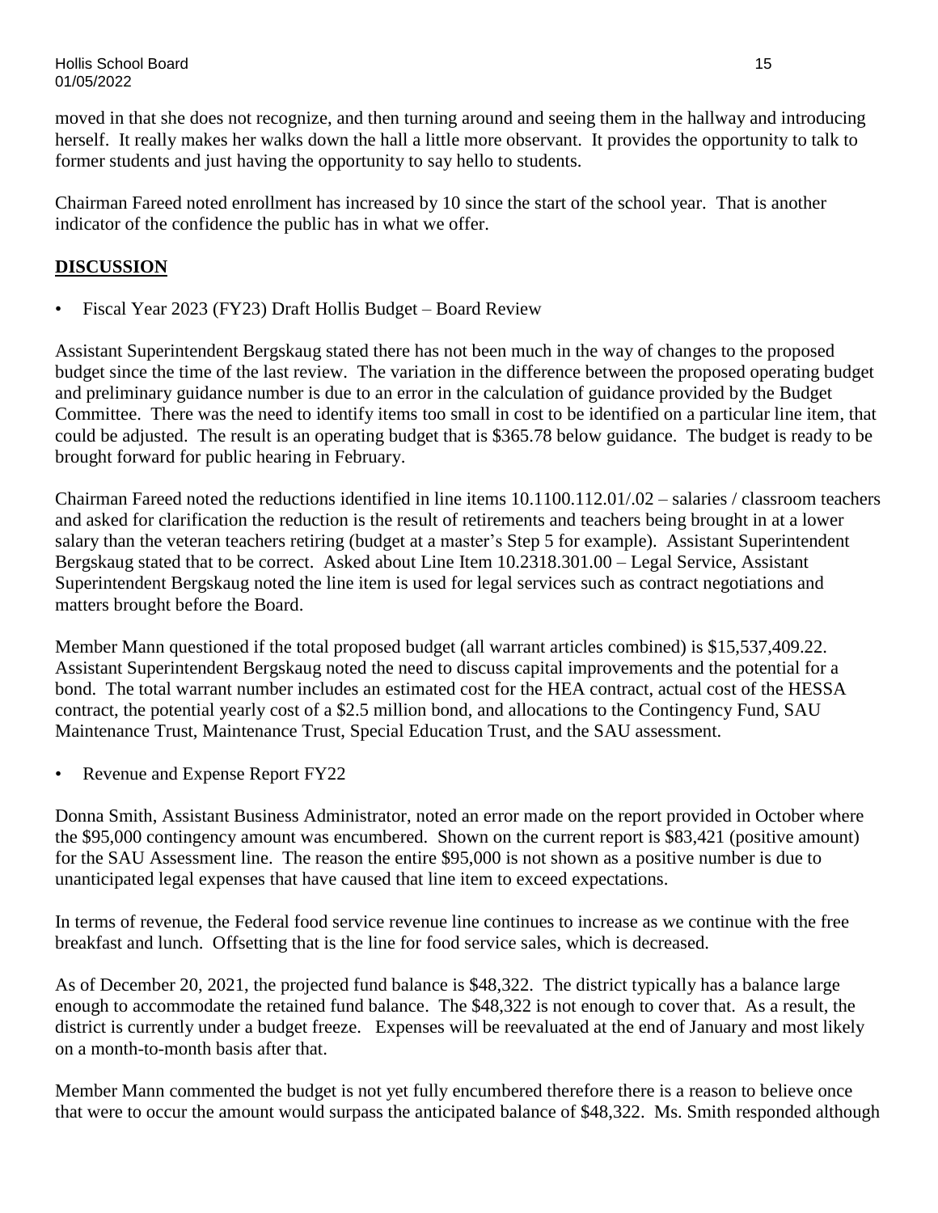moved in that she does not recognize, and then turning around and seeing them in the hallway and introducing herself. It really makes her walks down the hall a little more observant. It provides the opportunity to talk to former students and just having the opportunity to say hello to students.

Chairman Fareed noted enrollment has increased by 10 since the start of the school year. That is another indicator of the confidence the public has in what we offer.

## DISCUSSION

- Fiscal Year 2023 (FY23) Draft Hollis Budget – Board Review

Assistant Superintendent Bergskaug stated there has not been much in the way of changes to the proposed budget since the time of the last review. The variation in the difference between the proposed operating budget and preliminary guidance number is due to an error in the calculation of guidance provided by the Budget Committee. There was the need to identify items too small in cost to be identified on a particular line item, that could be adjusted. The result is an operating budget that is $365.78 below guidance. The budget is ready to be brought forward for public hearing in February.

Chairman Fareed noted the reductions identified in line items 10.1100.112.01/.02 – salaries / classroom teachers and asked for clarification the reduction is the result of retirements and teachers being brought in at a lower salary than the veteran teachers retiring (budget at a master's Step 5 for example). Assistant Superintendent Bergskaug stated that to be correct. Asked about Line Item 10.2318.301.00 – Legal Service, Assistant Superintendent Bergskaug noted the line item is used for legal services such as contract negotiations and matters brought before the Board.

Member Mann questioned if the total proposed budget (all warrant articles combined) is $15,537,409.22. Assistant Superintendent Bergskaug noted the need to discuss capital improvements and the potential for a bond. The total warrant number includes an estimated cost for the HEA contract, actual cost of the HESSA contract, the potential yearly cost of a $2.5 million bond, and allocations to the Contingency Fund, SAU Maintenance Trust, Maintenance Trust, Special Education Trust, and the SAU assessment.

- Revenue and Expense Report FY22

Donna Smith, Assistant Business Administrator, noted an error made on the report provided in October where the $95,000 contingency amount was encumbered. Shown on the current report is $83,421 (positive amount) for the SAU Assessment line. The reason the entire $95,000 is not shown as a positive number is due to unanticipated legal expenses that have caused that line item to exceed expectations.

In terms of revenue, the Federal food service revenue line continues to increase as we continue with the free breakfast and lunch. Offsetting that is the line for food service sales, which is decreased.

As of December 20, 2021, the projected fund balance is $48,322. The district typically has a balance large enough to accommodate the retained fund balance. The $48,322 is not enough to cover that. As a result, the district is currently under a budget freeze. Expenses will be reevaluated at the end of January and most likely on a month-to-month basis after that.

Member Mann commented the budget is not yet fully encumbered therefore there is a reason to believe once that were to occur the amount would surpass the anticipated balance of $48,322. Ms. Smith responded although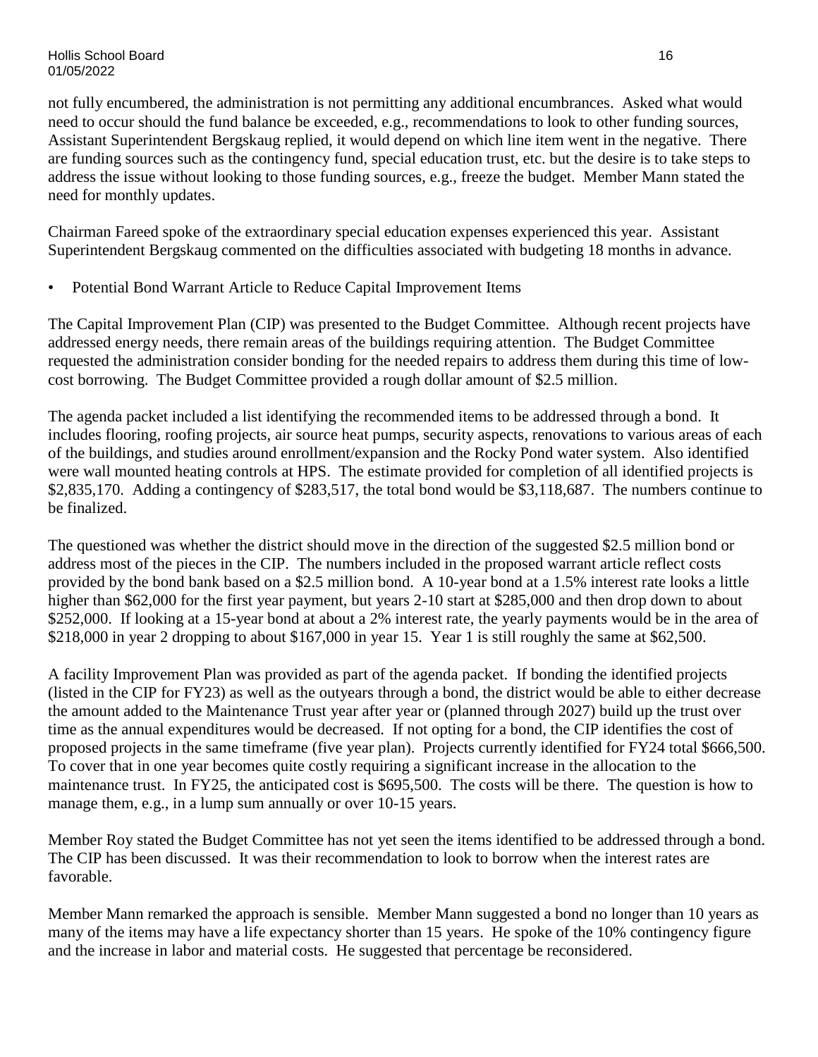not fully encumbered, the administration is not permitting any additional encumbrances. Asked what would need to occur should the fund balance be exceeded, e.g., recommendations to look to other funding sources, Assistant Superintendent Bergskaug replied, it would depend on which line item went in the negative. There are funding sources such as the contingency fund, special education trust, etc. but the desire is to take steps to address the issue without looking to those funding sources, e.g., freeze the budget. Member Mann stated the need for monthly updates.

Chairman Fareed spoke of the extraordinary special education expenses experienced this year. Assistant Superintendent Bergskaug commented on the difficulties associated with budgeting 18 months in advance.

- Potential Bond Warrant Article to Reduce Capital Improvement Items

The Capital Improvement Plan (CIP) was presented to the Budget Committee. Although recent projects have addressed energy needs, there remain areas of the buildings requiring attention. The Budget Committee requested the administration consider bonding for the needed repairs to address them during this time of low-cost borrowing. The Budget Committee provided a rough dollar amount of $2.5 million.

The agenda packet included a list identifying the recommended items to be addressed through a bond. It includes flooring, roofing projects, air source heat pumps, security aspects, renovations to various areas of each of the buildings, and studies around enrollment/expansion and the Rocky Pond water system. Also identified were wall mounted heating controls at HPS. The estimate provided for completion of all identified projects is $2,835,170. Adding a contingency of $283,517, the total bond would be $3,118,687. The numbers continue to be finalized.

The questioned was whether the district should move in the direction of the suggested $2.5 million bond or address most of the pieces in the CIP. The numbers included in the proposed warrant article reflect costs provided by the bond bank based on a $2.5 million bond. A 10-year bond at a 1.5% interest rate looks a little higher than $62,000 for the first year payment, but years 2-10 start at $285,000 and then drop down to about $252,000. If looking at a 15-year bond at about a 2% interest rate, the yearly payments would be in the area of $218,000 in year 2 dropping to about $167,000 in year 15. Year 1 is still roughly the same at $62,500.

A facility Improvement Plan was provided as part of the agenda packet. If bonding the identified projects (listed in the CIP for FY23) as well as the outyears through a bond, the district would be able to either decrease the amount added to the Maintenance Trust year after year or (planned through 2027) build up the trust over time as the annual expenditures would be decreased. If not opting for a bond, the CIP identifies the cost of proposed projects in the same timeframe (five year plan). Projects currently identified for FY24 total $666,500. To cover that in one year becomes quite costly requiring a significant increase in the allocation to the maintenance trust. In FY25, the anticipated cost is $695,500. The costs will be there. The question is how to manage them, e.g., in a lump sum annually or over 10-15 years.

Member Roy stated the Budget Committee has not yet seen the items identified to be addressed through a bond. The CIP has been discussed. It was their recommendation to look to borrow when the interest rates are favorable.

Member Mann remarked the approach is sensible. Member Mann suggested a bond no longer than 10 years as many of the items may have a life expectancy shorter than 15 years. He spoke of the 10% contingency figure and the increase in labor and material costs. He suggested that percentage be reconsidered.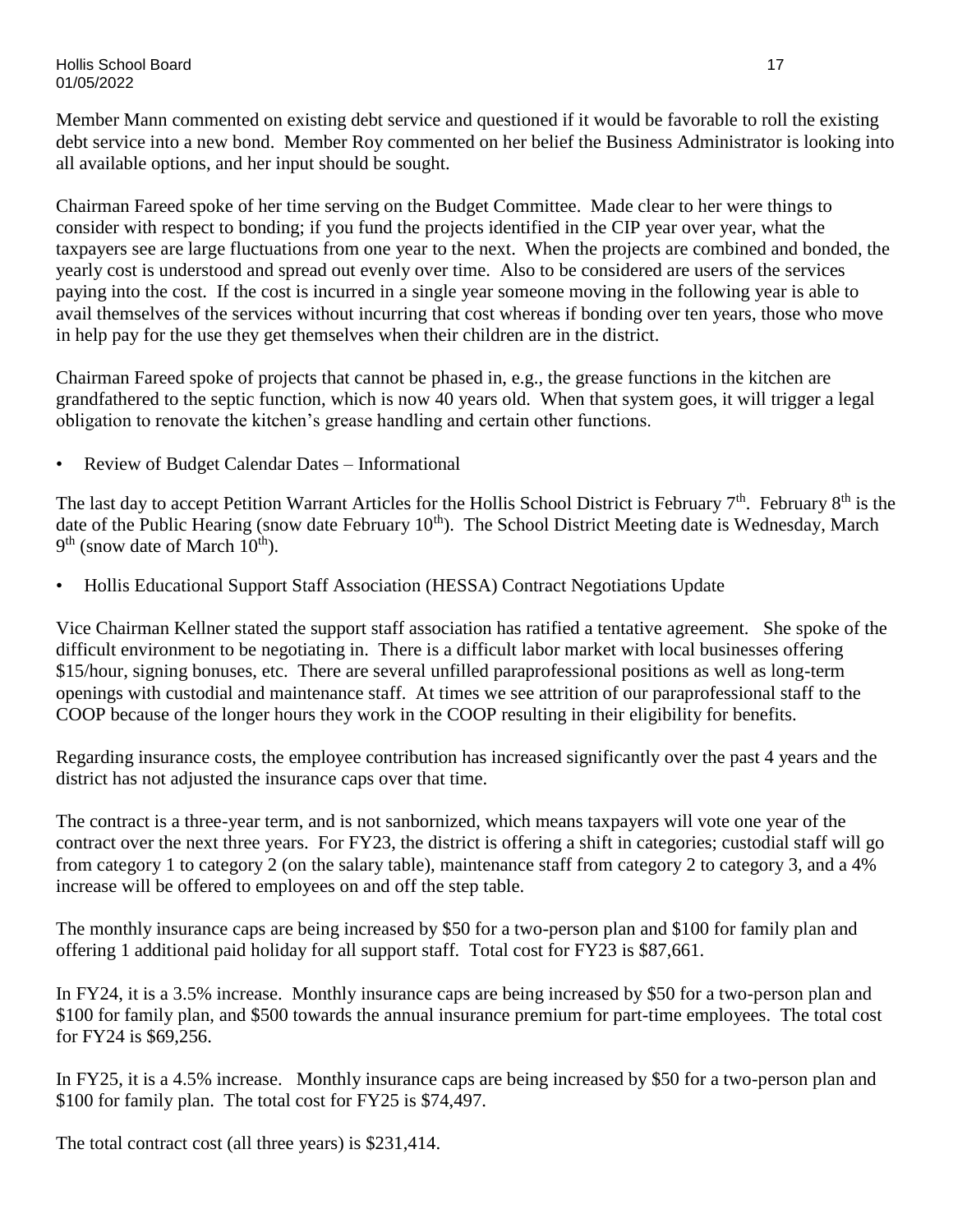Member Mann commented on existing debt service and questioned if it would be favorable to roll the existing debt service into a new bond. Member Roy commented on her belief the Business Administrator is looking into all available options, and her input should be sought.

Chairman Fareed spoke of her time serving on the Budget Committee. Made clear to her were things to consider with respect to bonding; if you fund the projects identified in the CIP year over year, what the taxpayers see are large fluctuations from one year to the next. When the projects are combined and bonded, the yearly cost is understood and spread out evenly over time. Also to be considered are users of the services paying into the cost. If the cost is incurred in a single year someone moving in the following year is able to avail themselves of the services without incurring that cost whereas if bonding over ten years, those who move in help pay for the use they get themselves when their children are in the district.

Chairman Fareed spoke of projects that cannot be phased in, e.g., the grease functions in the kitchen are grandfathered to the septic function, which is now 40 years old. When that system goes, it will trigger a legal obligation to renovate the kitchen's grease handling and certain other functions.

- Review of Budget Calendar Dates – Informational

The last day to accept Petition Warrant Articles for the Hollis School District is February 7th. February 8th is the date of the Public Hearing (snow date February 10th). The School District Meeting date is Wednesday, March 9th (snow date of March 10th).

- Hollis Educational Support Staff Association (HESSA) Contract Negotiations Update

Vice Chairman Kellner stated the support staff association has ratified a tentative agreement. She spoke of the difficult environment to be negotiating in. There is a difficult labor market with local businesses offering $15/hour, signing bonuses, etc. There are several unfilled paraprofessional positions as well as long-term openings with custodial and maintenance staff. At times we see attrition of our paraprofessional staff to the COOP because of the longer hours they work in the COOP resulting in their eligibility for benefits.

Regarding insurance costs, the employee contribution has increased significantly over the past 4 years and the district has not adjusted the insurance caps over that time.

The contract is a three-year term, and is not sanbornized, which means taxpayers will vote one year of the contract over the next three years. For FY23, the district is offering a shift in categories; custodial staff will go from category 1 to category 2 (on the salary table), maintenance staff from category 2 to category 3, and a 4% increase will be offered to employees on and off the step table.

The monthly insurance caps are being increased by $50 for a two-person plan and $100 for family plan and offering 1 additional paid holiday for all support staff. Total cost for FY23 is $87,661.

In FY24, it is a 3.5% increase. Monthly insurance caps are being increased by $50 for a two-person plan and $100 for family plan, and $500 towards the annual insurance premium for part-time employees. The total cost for FY24 is $69,256.

In FY25, it is a 4.5% increase. Monthly insurance caps are being increased by $50 for a two-person plan and $100 for family plan. The total cost for FY25 is $74,497.

The total contract cost (all three years) is $231,414.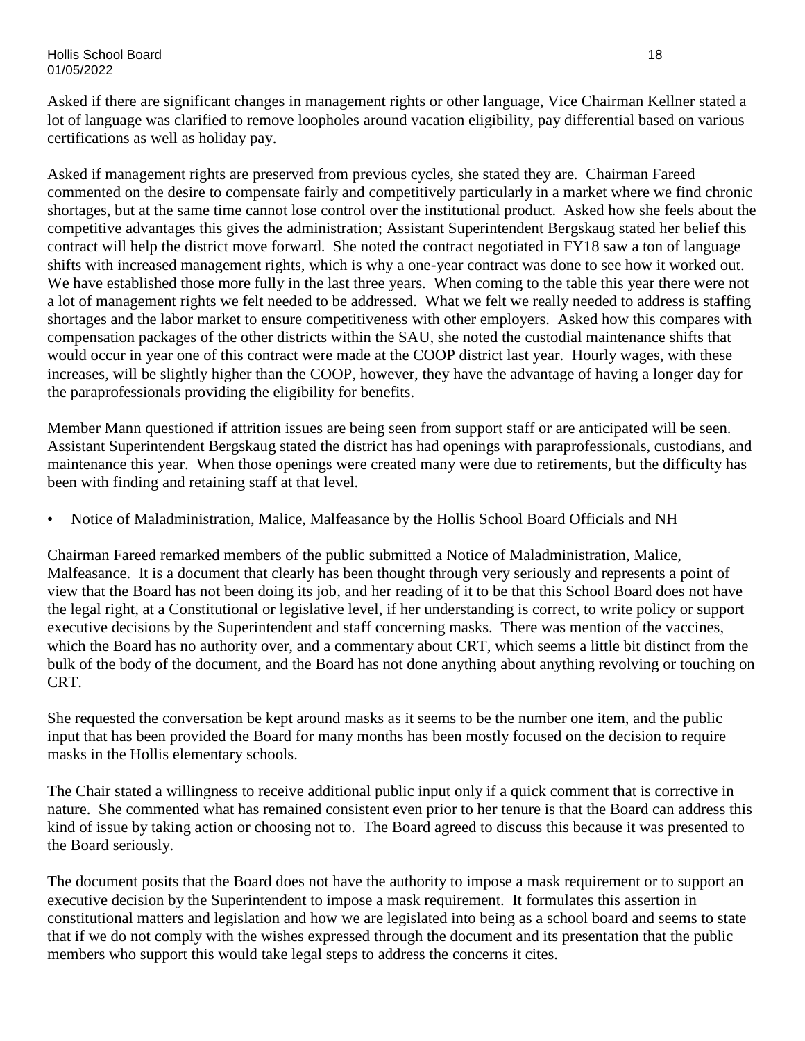Asked if there are significant changes in management rights or other language, Vice Chairman Kellner stated a lot of language was clarified to remove loopholes around vacation eligibility, pay differential based on various certifications as well as holiday pay.

Asked if management rights are preserved from previous cycles, she stated they are. Chairman Fareed commented on the desire to compensate fairly and competitively particularly in a market where we find chronic shortages, but at the same time cannot lose control over the institutional product. Asked how she feels about the competitive advantages this gives the administration; Assistant Superintendent Bergskaug stated her belief this contract will help the district move forward. She noted the contract negotiated in FY18 saw a ton of language shifts with increased management rights, which is why a one-year contract was done to see how it worked out. We have established those more fully in the last three years. When coming to the table this year there were not a lot of management rights we felt needed to be addressed. What we felt we really needed to address is staffing shortages and the labor market to ensure competitiveness with other employers. Asked how this compares with compensation packages of the other districts within the SAU, she noted the custodial maintenance shifts that would occur in year one of this contract were made at the COOP district last year. Hourly wages, with these increases, will be slightly higher than the COOP, however, they have the advantage of having a longer day for the paraprofessionals providing the eligibility for benefits.

Member Mann questioned if attrition issues are being seen from support staff or are anticipated will be seen. Assistant Superintendent Bergskaug stated the district has had openings with paraprofessionals, custodians, and maintenance this year. When those openings were created many were due to retirements, but the difficulty has been with finding and retaining staff at that level.

- Notice of Maladministration, Malice, Malfeasance by the Hollis School Board Officials and NH

Chairman Fareed remarked members of the public submitted a Notice of Maladministration, Malice, Malfeasance. It is a document that clearly has been thought through very seriously and represents a point of view that the Board has not been doing its job, and her reading of it to be that this School Board does not have the legal right, at a Constitutional or legislative level, if her understanding is correct, to write policy or support executive decisions by the Superintendent and staff concerning masks. There was mention of the vaccines, which the Board has no authority over, and a commentary about CRT, which seems a little bit distinct from the bulk of the body of the document, and the Board has not done anything about anything revolving or touching on CRT.

She requested the conversation be kept around masks as it seems to be the number one item, and the public input that has been provided the Board for many months has been mostly focused on the decision to require masks in the Hollis elementary schools.

The Chair stated a willingness to receive additional public input only if a quick comment that is corrective in nature. She commented what has remained consistent even prior to her tenure is that the Board can address this kind of issue by taking action or choosing not to. The Board agreed to discuss this because it was presented to the Board seriously.

The document posits that the Board does not have the authority to impose a mask requirement or to support an executive decision by the Superintendent to impose a mask requirement. It formulates this assertion in constitutional matters and legislation and how we are legislated into being as a school board and seems to state that if we do not comply with the wishes expressed through the document and its presentation that the public members who support this would take legal steps to address the concerns it cites.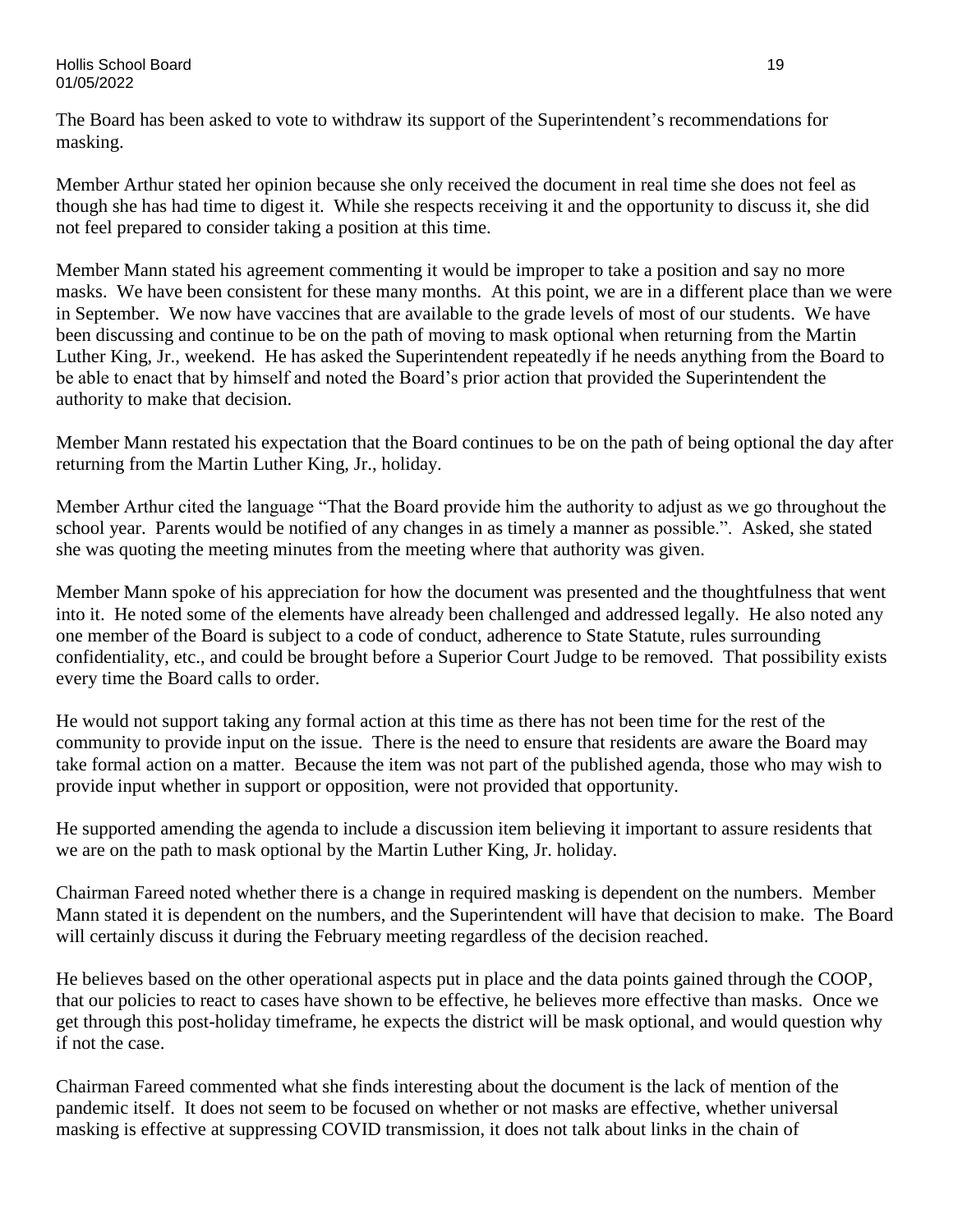The Board has been asked to vote to withdraw its support of the Superintendent's recommendations for masking.

Member Arthur stated her opinion because she only received the document in real time she does not feel as though she has had time to digest it. While she respects receiving it and the opportunity to discuss it, she did not feel prepared to consider taking a position at this time.

Member Mann stated his agreement commenting it would be improper to take a position and say no more masks. We have been consistent for these many months. At this point, we are in a different place than we were in September. We now have vaccines that are available to the grade levels of most of our students. We have been discussing and continue to be on the path of moving to mask optional when returning from the Martin Luther King, Jr., weekend. He has asked the Superintendent repeatedly if he needs anything from the Board to be able to enact that by himself and noted the Board's prior action that provided the Superintendent the authority to make that decision.

Member Mann restated his expectation that the Board continues to be on the path of being optional the day after returning from the Martin Luther King, Jr., holiday.

Member Arthur cited the language "That the Board provide him the authority to adjust as we go throughout the school year. Parents would be notified of any changes in as timely a manner as possible.". Asked, she stated she was quoting the meeting minutes from the meeting where that authority was given.

Member Mann spoke of his appreciation for how the document was presented and the thoughtfulness that went into it. He noted some of the elements have already been challenged and addressed legally. He also noted any one member of the Board is subject to a code of conduct, adherence to State Statute, rules surrounding confidentiality, etc., and could be brought before a Superior Court Judge to be removed. That possibility exists every time the Board calls to order.

He would not support taking any formal action at this time as there has not been time for the rest of the community to provide input on the issue. There is the need to ensure that residents are aware the Board may take formal action on a matter. Because the item was not part of the published agenda, those who may wish to provide input whether in support or opposition, were not provided that opportunity.

He supported amending the agenda to include a discussion item believing it important to assure residents that we are on the path to mask optional by the Martin Luther King, Jr. holiday.

Chairman Fareed noted whether there is a change in required masking is dependent on the numbers. Member Mann stated it is dependent on the numbers, and the Superintendent will have that decision to make. The Board will certainly discuss it during the February meeting regardless of the decision reached.

He believes based on the other operational aspects put in place and the data points gained through the COOP, that our policies to react to cases have shown to be effective, he believes more effective than masks. Once we get through this post-holiday timeframe, he expects the district will be mask optional, and would question why if not the case.

Chairman Fareed commented what she finds interesting about the document is the lack of mention of the pandemic itself. It does not seem to be focused on whether or not masks are effective, whether universal masking is effective at suppressing COVID transmission, it does not talk about links in the chain of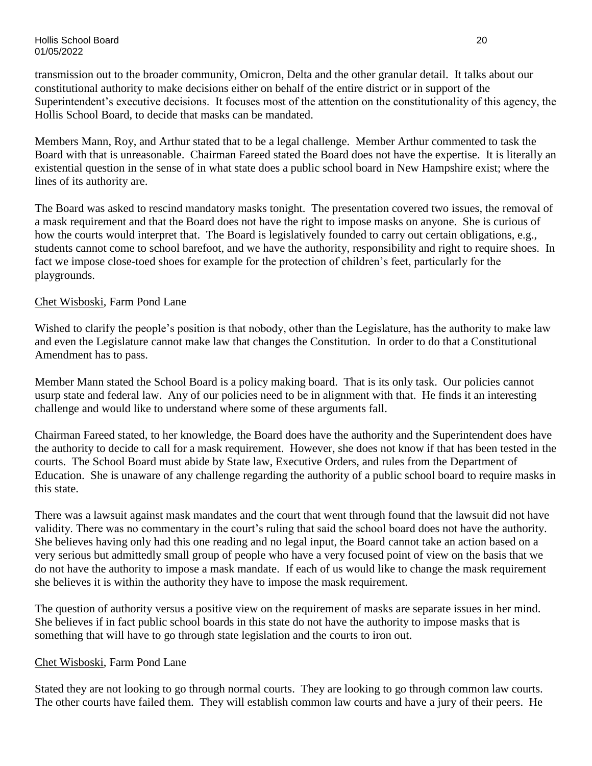transmission out to the broader community, Omicron, Delta and the other granular detail. It talks about our constitutional authority to make decisions either on behalf of the entire district or in support of the Superintendent's executive decisions. It focuses most of the attention on the constitutionality of this agency, the Hollis School Board, to decide that masks can be mandated.

Members Mann, Roy, and Arthur stated that to be a legal challenge. Member Arthur commented to task the Board with that is unreasonable. Chairman Fareed stated the Board does not have the expertise. It is literally an existential question in the sense of in what state does a public school board in New Hampshire exist; where the lines of its authority are.

The Board was asked to rescind mandatory masks tonight. The presentation covered two issues, the removal of a mask requirement and that the Board does not have the right to impose masks on anyone. She is curious of how the courts would interpret that. The Board is legislatively founded to carry out certain obligations, e.g., students cannot come to school barefoot, and we have the authority, responsibility and right to require shoes. In fact we impose close-toed shoes for example for the protection of children's feet, particularly for the playgrounds.

Chet Wisboski, Farm Pond Lane

Wished to clarify the people's position is that nobody, other than the Legislature, has the authority to make law and even the Legislature cannot make law that changes the Constitution. In order to do that a Constitutional Amendment has to pass.

Member Mann stated the School Board is a policy making board. That is its only task. Our policies cannot usurp state and federal law. Any of our policies need to be in alignment with that. He finds it an interesting challenge and would like to understand where some of these arguments fall.

Chairman Fareed stated, to her knowledge, the Board does have the authority and the Superintendent does have the authority to decide to call for a mask requirement. However, she does not know if that has been tested in the courts. The School Board must abide by State law, Executive Orders, and rules from the Department of Education. She is unaware of any challenge regarding the authority of a public school board to require masks in this state.

There was a lawsuit against mask mandates and the court that went through found that the lawsuit did not have validity. There was no commentary in the court's ruling that said the school board does not have the authority. She believes having only had this one reading and no legal input, the Board cannot take an action based on a very serious but admittedly small group of people who have a very focused point of view on the basis that we do not have the authority to impose a mask mandate. If each of us would like to change the mask requirement she believes it is within the authority they have to impose the mask requirement.

The question of authority versus a positive view on the requirement of masks are separate issues in her mind. She believes if in fact public school boards in this state do not have the authority to impose masks that is something that will have to go through state legislation and the courts to iron out.

Chet Wisboski, Farm Pond Lane

Stated they are not looking to go through normal courts. They are looking to go through common law courts. The other courts have failed them. They will establish common law courts and have a jury of their peers. He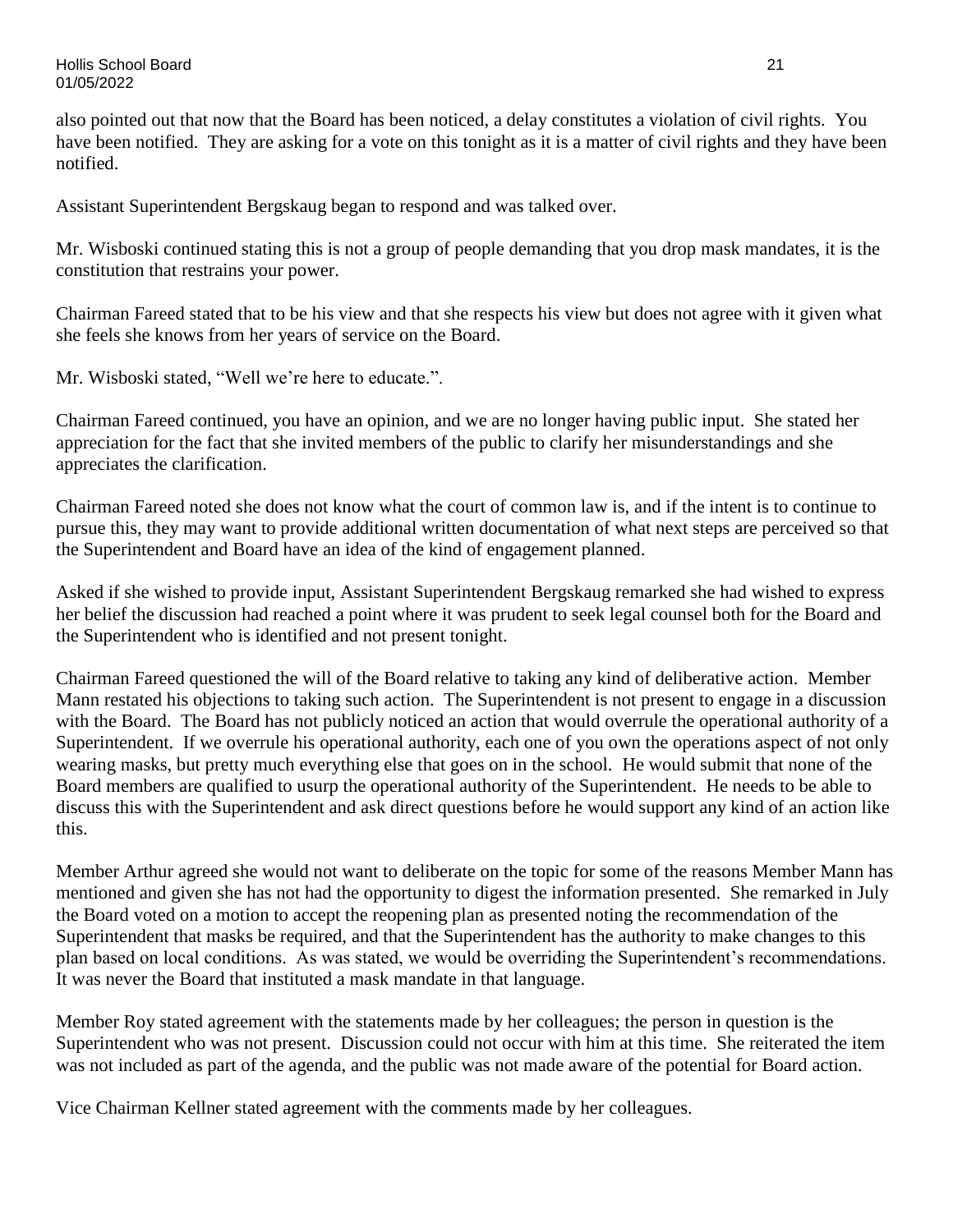also pointed out that now that the Board has been noticed, a delay constitutes a violation of civil rights. You have been notified. They are asking for a vote on this tonight as it is a matter of civil rights and they have been notified.

Assistant Superintendent Bergskaug began to respond and was talked over.

Mr. Wisboski continued stating this is not a group of people demanding that you drop mask mandates, it is the constitution that restrains your power.

Chairman Fareed stated that to be his view and that she respects his view but does not agree with it given what she feels she knows from her years of service on the Board.

Mr. Wisboski stated, "Well we're here to educate.".

Chairman Fareed continued, you have an opinion, and we are no longer having public input. She stated her appreciation for the fact that she invited members of the public to clarify her misunderstandings and she appreciates the clarification.

Chairman Fareed noted she does not know what the court of common law is, and if the intent is to continue to pursue this, they may want to provide additional written documentation of what next steps are perceived so that the Superintendent and Board have an idea of the kind of engagement planned.

Asked if she wished to provide input, Assistant Superintendent Bergskaug remarked she had wished to express her belief the discussion had reached a point where it was prudent to seek legal counsel both for the Board and the Superintendent who is identified and not present tonight.

Chairman Fareed questioned the will of the Board relative to taking any kind of deliberative action. Member Mann restated his objections to taking such action. The Superintendent is not present to engage in a discussion with the Board. The Board has not publicly noticed an action that would overrule the operational authority of a Superintendent. If we overrule his operational authority, each one of you own the operations aspect of not only wearing masks, but pretty much everything else that goes on in the school. He would submit that none of the Board members are qualified to usurp the operational authority of the Superintendent. He needs to be able to discuss this with the Superintendent and ask direct questions before he would support any kind of an action like this.

Member Arthur agreed she would not want to deliberate on the topic for some of the reasons Member Mann has mentioned and given she has not had the opportunity to digest the information presented. She remarked in July the Board voted on a motion to accept the reopening plan as presented noting the recommendation of the Superintendent that masks be required, and that the Superintendent has the authority to make changes to this plan based on local conditions. As was stated, we would be overriding the Superintendent's recommendations. It was never the Board that instituted a mask mandate in that language.

Member Roy stated agreement with the statements made by her colleagues; the person in question is the Superintendent who was not present. Discussion could not occur with him at this time. She reiterated the item was not included as part of the agenda, and the public was not made aware of the potential for Board action.

Vice Chairman Kellner stated agreement with the comments made by her colleagues.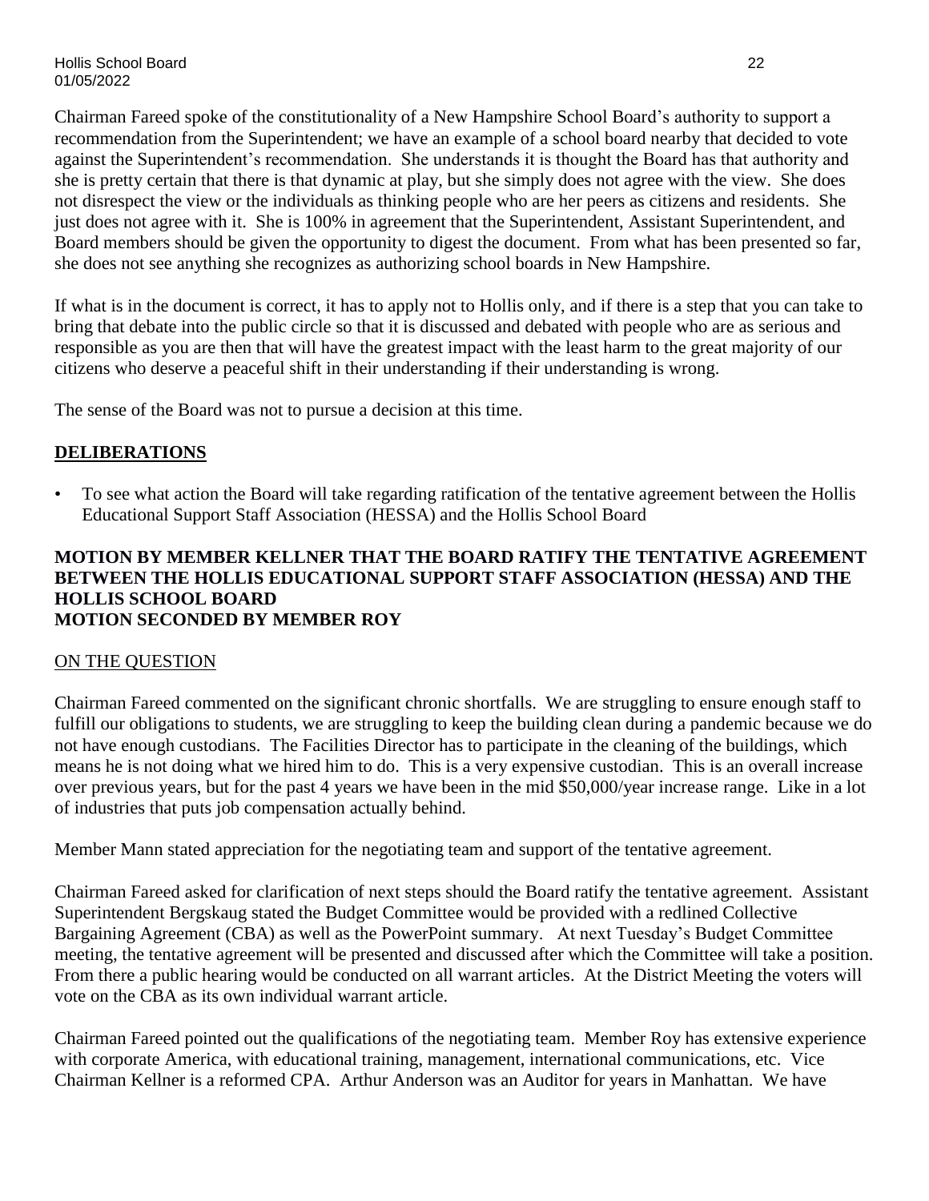Chairman Fareed spoke of the constitutionality of a New Hampshire School Board's authority to support a recommendation from the Superintendent; we have an example of a school board nearby that decided to vote against the Superintendent's recommendation. She understands it is thought the Board has that authority and she is pretty certain that there is that dynamic at play, but she simply does not agree with the view. She does not disrespect the view or the individuals as thinking people who are her peers as citizens and residents. She just does not agree with it. She is 100% in agreement that the Superintendent, Assistant Superintendent, and Board members should be given the opportunity to digest the document. From what has been presented so far, she does not see anything she recognizes as authorizing school boards in New Hampshire.

If what is in the document is correct, it has to apply not to Hollis only, and if there is a step that you can take to bring that debate into the public circle so that it is discussed and debated with people who are as serious and responsible as you are then that will have the greatest impact with the least harm to the great majority of our citizens who deserve a peaceful shift in their understanding if their understanding is wrong.

The sense of the Board was not to pursue a decision at this time.

## DELIBERATIONS

- To see what action the Board will take regarding ratification of the tentative agreement between the Hollis Educational Support Staff Association (HESSA) and the Hollis School Board

**MOTION BY MEMBER KELLNER THAT THE BOARD RATIFY THE TENTATIVE AGREEMENT BETWEEN THE HOLLIS EDUCATIONAL SUPPORT STAFF ASSOCIATION (HESSA) AND THE HOLLIS SCHOOL BOARD**
**MOTION SECONDED BY MEMBER ROY**

ON THE QUESTION

Chairman Fareed commented on the significant chronic shortfalls. We are struggling to ensure enough staff to fulfill our obligations to students, we are struggling to keep the building clean during a pandemic because we do not have enough custodians. The Facilities Director has to participate in the cleaning of the buildings, which means he is not doing what we hired him to do. This is a very expensive custodian. This is an overall increase over previous years, but for the past 4 years we have been in the mid $50,000/year increase range. Like in a lot of industries that puts job compensation actually behind.

Member Mann stated appreciation for the negotiating team and support of the tentative agreement.

Chairman Fareed asked for clarification of next steps should the Board ratify the tentative agreement. Assistant Superintendent Bergskaug stated the Budget Committee would be provided with a redlined Collective Bargaining Agreement (CBA) as well as the PowerPoint summary. At next Tuesday's Budget Committee meeting, the tentative agreement will be presented and discussed after which the Committee will take a position. From there a public hearing would be conducted on all warrant articles. At the District Meeting the voters will vote on the CBA as its own individual warrant article.

Chairman Fareed pointed out the qualifications of the negotiating team. Member Roy has extensive experience with corporate America, with educational training, management, international communications, etc. Vice Chairman Kellner is a reformed CPA. Arthur Anderson was an Auditor for years in Manhattan. We have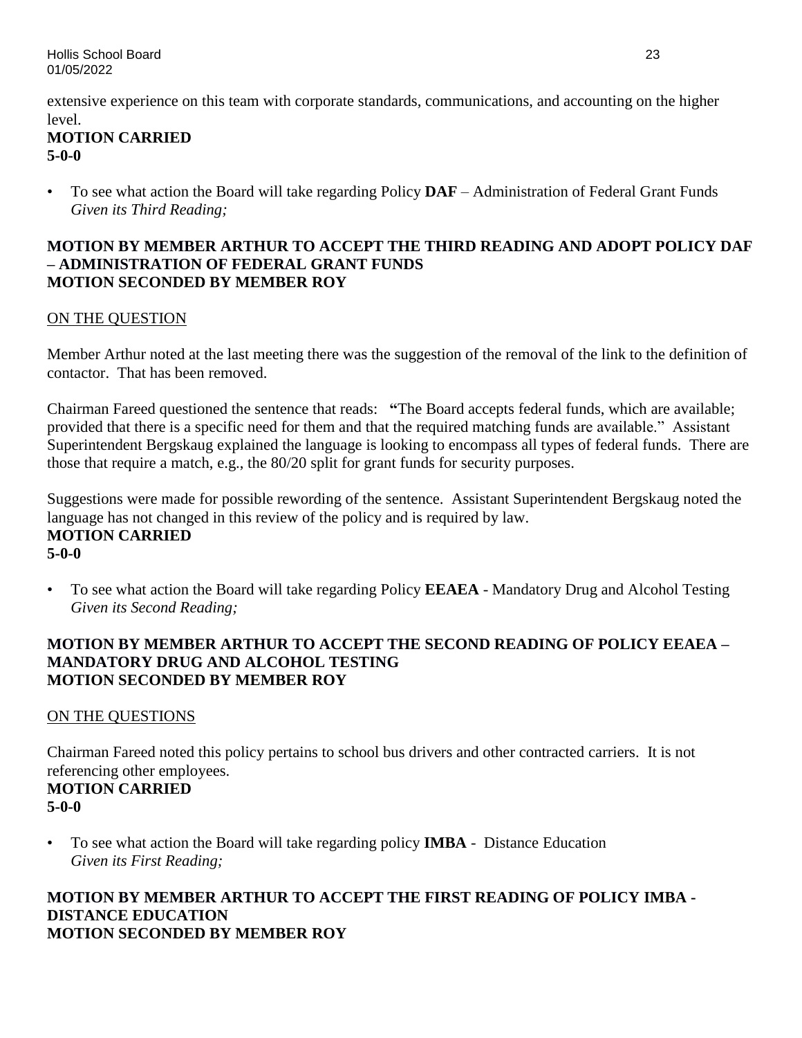extensive experience on this team with corporate standards, communications, and accounting on the higher level.

**MOTION CARRIED**
**5-0-0**

- To see what action the Board will take regarding Policy **DAF** – Administration of Federal Grant Funds *Given its Third Reading;*

**MOTION BY MEMBER ARTHUR TO ACCEPT THE THIRD READING AND ADOPT POLICY DAF – ADMINISTRATION OF FEDERAL GRANT FUNDS**
**MOTION SECONDED BY MEMBER ROY**

ON THE QUESTION

Member Arthur noted at the last meeting there was the suggestion of the removal of the link to the definition of contactor. That has been removed.

Chairman Fareed questioned the sentence that reads: **"**The Board accepts federal funds, which are available; provided that there is a specific need for them and that the required matching funds are available." Assistant Superintendent Bergskaug explained the language is looking to encompass all types of federal funds. There are those that require a match, e.g., the 80/20 split for grant funds for security purposes.

Suggestions were made for possible rewording of the sentence. Assistant Superintendent Bergskaug noted the language has not changed in this review of the policy and is required by law.

**MOTION CARRIED**
**5-0-0**

- To see what action the Board will take regarding Policy **EEAEA** - Mandatory Drug and Alcohol Testing *Given its Second Reading;*

**MOTION BY MEMBER ARTHUR TO ACCEPT THE SECOND READING OF POLICY EEAEA – MANDATORY DRUG AND ALCOHOL TESTING**
**MOTION SECONDED BY MEMBER ROY**

ON THE QUESTIONS

Chairman Fareed noted this policy pertains to school bus drivers and other contracted carriers. It is not referencing other employees.

**MOTION CARRIED**
**5-0-0**

- To see what action the Board will take regarding policy **IMBA** - Distance Education *Given its First Reading;*

**MOTION BY MEMBER ARTHUR TO ACCEPT THE FIRST READING OF POLICY IMBA - DISTANCE EDUCATION**
**MOTION SECONDED BY MEMBER ROY**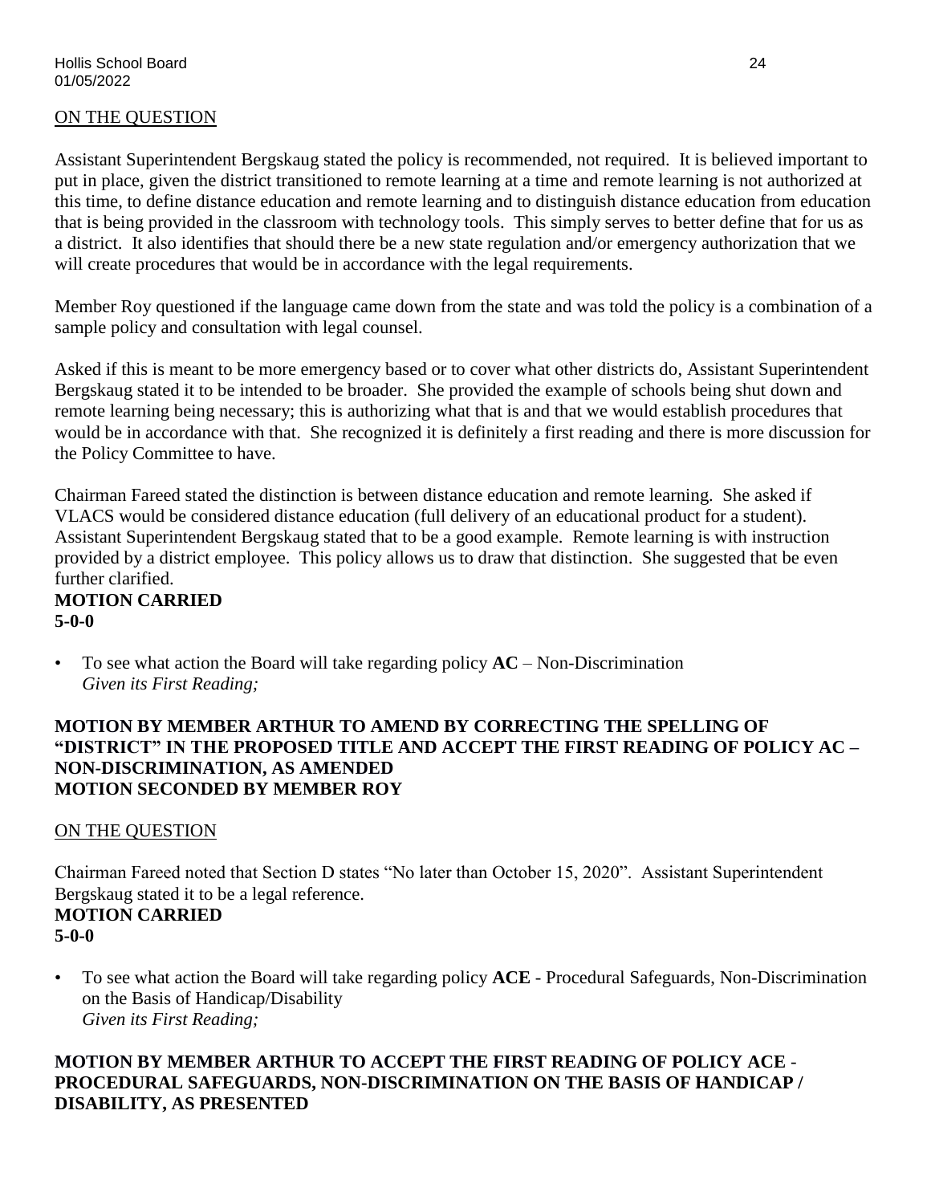ON THE QUESTION

Assistant Superintendent Bergskaug stated the policy is recommended, not required. It is believed important to put in place, given the district transitioned to remote learning at a time and remote learning is not authorized at this time, to define distance education and remote learning and to distinguish distance education from education that is being provided in the classroom with technology tools. This simply serves to better define that for us as a district. It also identifies that should there be a new state regulation and/or emergency authorization that we will create procedures that would be in accordance with the legal requirements.

Member Roy questioned if the language came down from the state and was told the policy is a combination of a sample policy and consultation with legal counsel.

Asked if this is meant to be more emergency based or to cover what other districts do, Assistant Superintendent Bergskaug stated it to be intended to be broader. She provided the example of schools being shut down and remote learning being necessary; this is authorizing what that is and that we would establish procedures that would be in accordance with that. She recognized it is definitely a first reading and there is more discussion for the Policy Committee to have.

Chairman Fareed stated the distinction is between distance education and remote learning. She asked if VLACS would be considered distance education (full delivery of an educational product for a student). Assistant Superintendent Bergskaug stated that to be a good example. Remote learning is with instruction provided by a district employee. This policy allows us to draw that distinction. She suggested that be even further clarified.

**MOTION CARRIED**
**5-0-0**

- To see what action the Board will take regarding policy **AC** – Non-Discrimination
  *Given its First Reading;*

**MOTION BY MEMBER ARTHUR TO AMEND BY CORRECTING THE SPELLING OF "DISTRICT" IN THE PROPOSED TITLE AND ACCEPT THE FIRST READING OF POLICY AC – NON-DISCRIMINATION, AS AMENDED**
**MOTION SECONDED BY MEMBER ROY**

ON THE QUESTION

Chairman Fareed noted that Section D states "No later than October 15, 2020". Assistant Superintendent Bergskaug stated it to be a legal reference.

**MOTION CARRIED**
**5-0-0**

- To see what action the Board will take regarding policy **ACE** - Procedural Safeguards, Non-Discrimination on the Basis of Handicap/Disability
  *Given its First Reading;*

**MOTION BY MEMBER ARTHUR TO ACCEPT THE FIRST READING OF POLICY ACE - PROCEDURAL SAFEGUARDS, NON-DISCRIMINATION ON THE BASIS OF HANDICAP / DISABILITY, AS PRESENTED**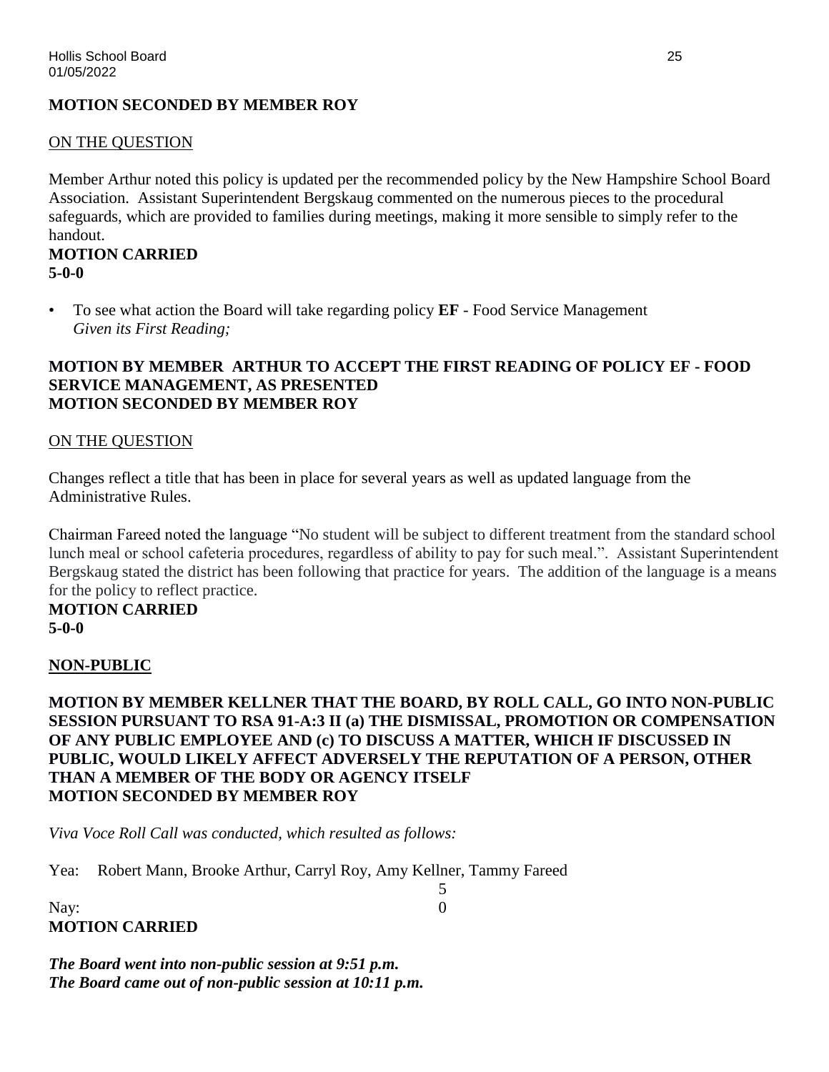**MOTION SECONDED BY MEMBER ROY**

ON THE QUESTION

Member Arthur noted this policy is updated per the recommended policy by the New Hampshire School Board Association. Assistant Superintendent Bergskaug commented on the numerous pieces to the procedural safeguards, which are provided to families during meetings, making it more sensible to simply refer to the handout.

**MOTION CARRIED**
**5-0-0**

- To see what action the Board will take regarding policy **EF** - Food Service Management
  *Given its First Reading;*

**MOTION BY MEMBER ARTHUR TO ACCEPT THE FIRST READING OF POLICY EF - FOOD SERVICE MANAGEMENT, AS PRESENTED**
**MOTION SECONDED BY MEMBER ROY**

ON THE QUESTION

Changes reflect a title that has been in place for several years as well as updated language from the Administrative Rules.

Chairman Fareed noted the language "No student will be subject to different treatment from the standard school lunch meal or school cafeteria procedures, regardless of ability to pay for such meal.". Assistant Superintendent Bergskaug stated the district has been following that practice for years. The addition of the language is a means for the policy to reflect practice.

**MOTION CARRIED**
**5-0-0**

**NON-PUBLIC**

**MOTION BY MEMBER KELLNER THAT THE BOARD, BY ROLL CALL, GO INTO NON-PUBLIC SESSION PURSUANT TO RSA 91-A:3 II (a) THE DISMISSAL, PROMOTION OR COMPENSATION OF ANY PUBLIC EMPLOYEE AND (c) TO DISCUSS A MATTER, WHICH IF DISCUSSED IN PUBLIC, WOULD LIKELY AFFECT ADVERSELY THE REPUTATION OF A PERSON, OTHER THAN A MEMBER OF THE BODY OR AGENCY ITSELF**
**MOTION SECONDED BY MEMBER ROY**

*Viva Voce Roll Call was conducted, which resulted as follows:*

Yea: Robert Mann, Brooke Arthur, Carryl Roy, Amy Kellner, Tammy Fareed 5

Nay: 0

**MOTION CARRIED**

***The Board went into non-public session at 9:51 p.m.***
***The Board came out of non-public session at 10:11 p.m.***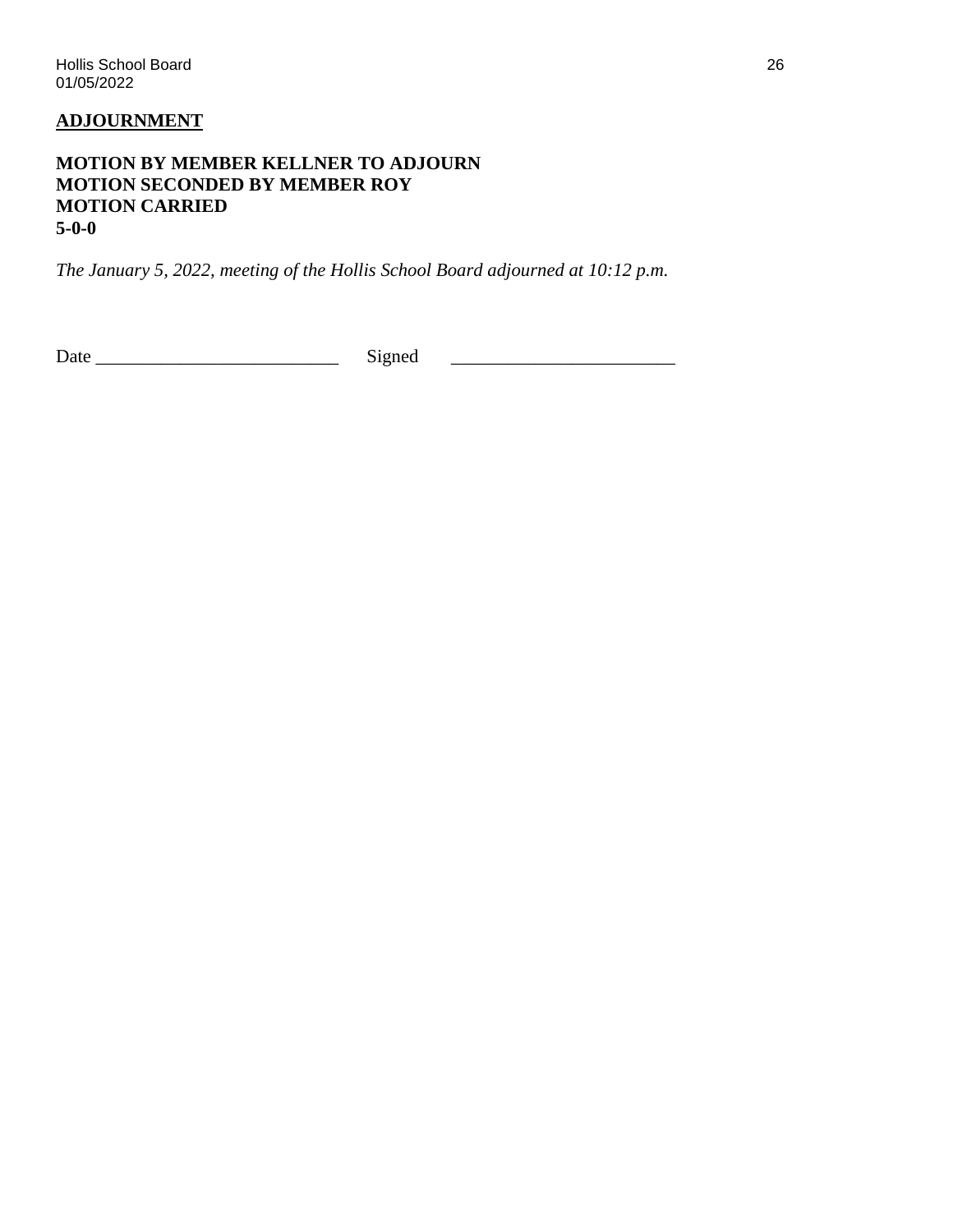**ADJOURNMENT**

**MOTION BY MEMBER KELLNER TO ADJOURN**
**MOTION SECONDED BY MEMBER ROY**
**MOTION CARRIED**
**5-0-0**

*The January 5, 2022, meeting of the Hollis School Board adjourned at 10:12 p.m.*

Date ___________________________ Signed ________________________